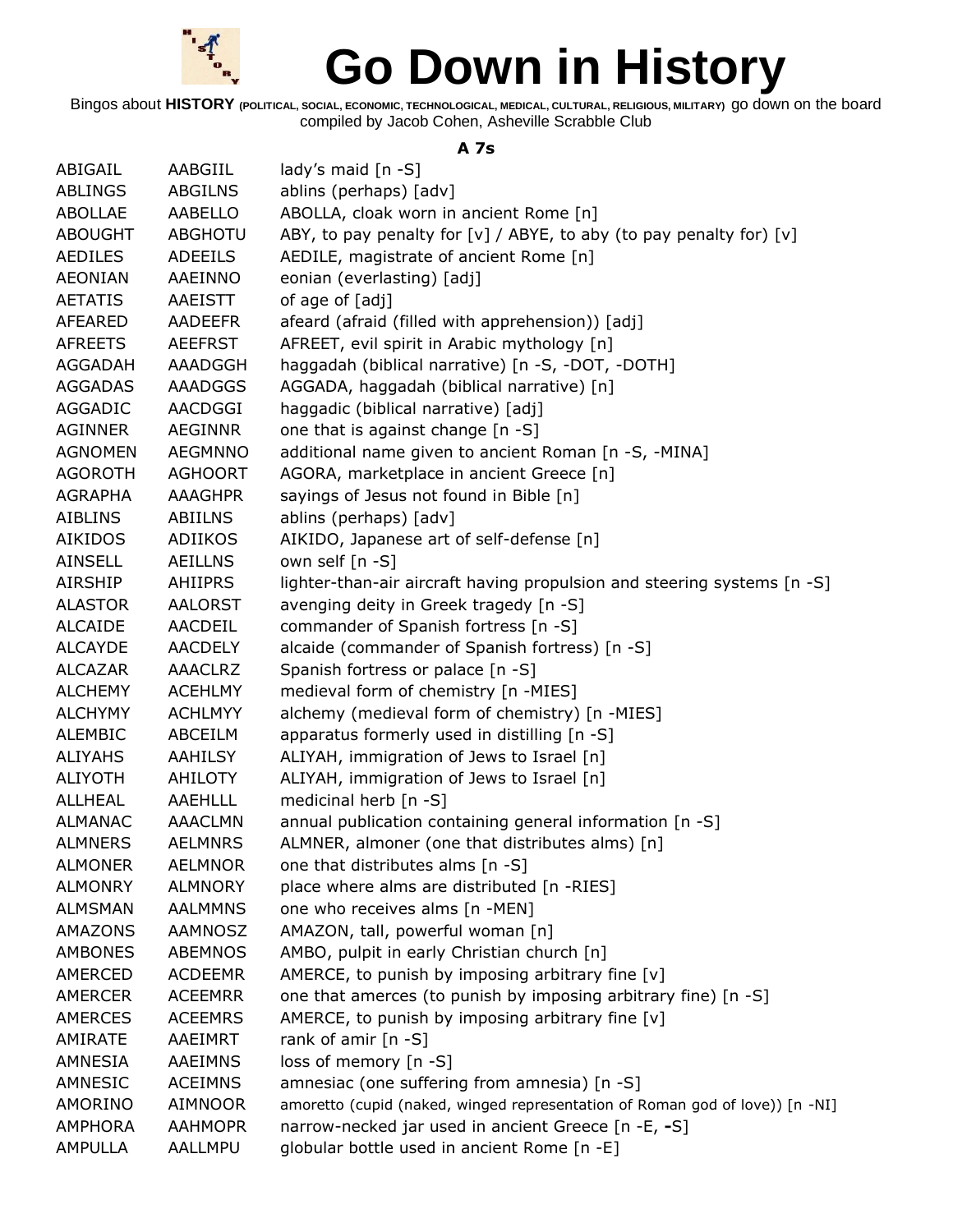# Go Down in History

Bingos about **HISTORY** (POLITICAL, SOCIAL, ECONOMIC, TECHNOLOGICAL, MEDICAL, CULTURAL, RELIGIOUS, MILITARY) go down on the board compiled by Jacob Cohen, Asheville Scrabble Club

### A 7s

| | | |
|---|---|---|
| ABIGAIL | AABGIIL | lady's maid [n -S] |
| ABLINGS | ABGILNS | ablins (perhaps) [adv] |
| ABOLLAE | AABELLO | ABOLLA, cloak worn in ancient Rome [n] |
| ABOUGHT | ABGHOTU | ABY, to pay penalty for [v] / ABYE, to aby (to pay penalty for) [v] |
| AEDILES | ADEEILS | AEDILE, magistrate of ancient Rome [n] |
| AEONIAN | AAEINNO | eonian (everlasting) [adj] |
| AETATIS | AAEISTT | of age of [adj] |
| AFEARED | AADEEFR | afeard (afraid (filled with apprehension)) [adj] |
| AFREETS | AEEFRST | AFREET, evil spirit in Arabic mythology [n] |
| AGGADAH | AAADGGH | haggadah (biblical narrative) [n -S, -DOT, -DOTH] |
| AGGADAS | AAADGGS | AGGADA, haggadah (biblical narrative) [n] |
| AGGADIC | AACDGGI | haggadic (biblical narrative) [adj] |
| AGINNER | AEGINNR | one that is against change [n -S] |
| AGNOMEN | AEGMNNO | additional name given to ancient Roman [n -S, -MINA] |
| AGOROTH | AGHOORT | AGORA, marketplace in ancient Greece [n] |
| AGRAPHA | AAAGHPR | sayings of Jesus not found in Bible [n] |
| AIBLINS | ABIILNS | ablins (perhaps) [adv] |
| AIKIDOS | ADIIKOS | AIKIDO, Japanese art of self-defense [n] |
| AINSELL | AEILLNS | own self [n -S] |
| AIRSHIP | AHIIPRS | lighter-than-air aircraft having propulsion and steering systems [n -S] |
| ALASTOR | AALORST | avenging deity in Greek tragedy [n -S] |
| ALCAIDE | AACDEIL | commander of Spanish fortress [n -S] |
| ALCAYDE | AACDELY | alcaide (commander of Spanish fortress) [n -S] |
| ALCAZAR | AAACLRZ | Spanish fortress or palace [n -S] |
| ALCHEMY | ACEHLMY | medieval form of chemistry [n -MIES] |
| ALCHYMY | ACHLMYY | alchemy (medieval form of chemistry) [n -MIES] |
| ALEMBIC | ABCEILM | apparatus formerly used in distilling [n -S] |
| ALIYAHS | AAHILSY | ALIYAH, immigration of Jews to Israel [n] |
| ALIYOTH | AHILOTY | ALIYAH, immigration of Jews to Israel [n] |
| ALLHEAL | AAEHLLL | medicinal herb [n -S] |
| ALMANAC | AAACLMN | annual publication containing general information [n -S] |
| ALMNERS | AELMNRS | ALMNER, almoner (one that distributes alms) [n] |
| ALMONER | AELMNOR | one that distributes alms [n -S] |
| ALMONRY | ALMNORY | place where alms are distributed [n -RIES] |
| ALMSMAN | AALMMNS | one who receives alms [n -MEN] |
| AMAZONS | AAMNOSZ | AMAZON, tall, powerful woman [n] |
| AMBONES | ABEMNOS | AMBO, pulpit in early Christian church [n] |
| AMERCED | ACDEEMR | AMERCE, to punish by imposing arbitrary fine [v] |
| AMERCER | ACEEMRR | one that amerces (to punish by imposing arbitrary fine) [n -S] |
| AMERCES | ACEEMRS | AMERCE, to punish by imposing arbitrary fine [v] |
| AMIRATE | AAEIMRT | rank of amir [n -S] |
| AMNESIA | AAEIMNS | loss of memory [n -S] |
| AMNESIC | ACEIMNS | amnesiac (one suffering from amnesia) [n -S] |
| AMORINO | AIMNOOR | amoretto (cupid (naked, winged representation of Roman god of love)) [n -NI] |
| AMPHORA | AAHMOPR | narrow-necked jar used in ancient Greece [n -E, -S] |
| AMPULLA | AALLMPU | globular bottle used in ancient Rome [n -E] |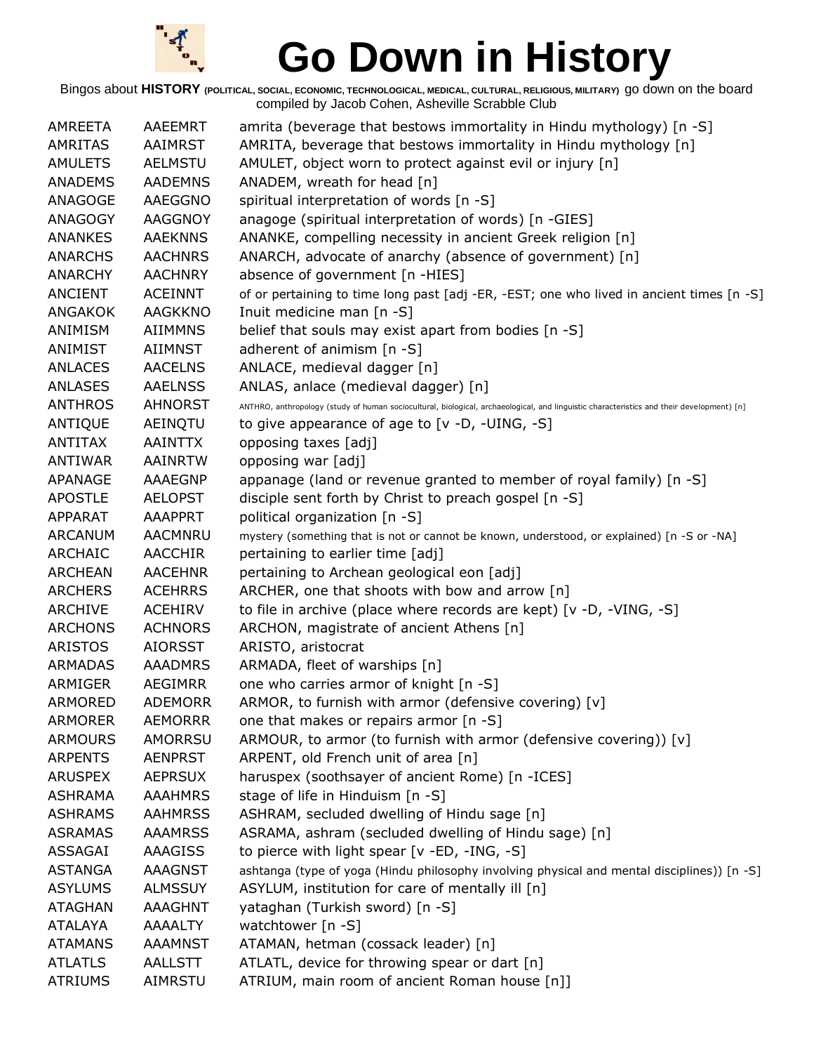# Go Down in History

Bingos about **HISTORY** (POLITICAL, SOCIAL, ECONOMIC, TECHNOLOGICAL, MEDICAL, CULTURAL, RELIGIOUS, MILITARY) go down on the board
compiled by Jacob Cohen, Asheville Scrabble Club

| | | |
|---|---|---|
| AMREETA | AAEEMRT | amrita (beverage that bestows immortality in Hindu mythology) [n -S] |
| AMRITAS | AAIMRST | AMRITA, beverage that bestows immortality in Hindu mythology [n] |
| AMULETS | AELMSTU | AMULET, object worn to protect against evil or injury [n] |
| ANADEMS | AADEMNS | ANADEM, wreath for head [n] |
| ANAGOGE | AAEGGNO | spiritual interpretation of words [n -S] |
| ANAGOGY | AAGGNOY | anagoge (spiritual interpretation of words) [n -GIES] |
| ANANKES | AAEKNNS | ANANKE, compelling necessity in ancient Greek religion [n] |
| ANARCHS | AACHNRS | ANARCH, advocate of anarchy (absence of government) [n] |
| ANARCHY | AACHNRY | absence of government [n -HIES] |
| ANCIENT | ACEINNT | of or pertaining to time long past [adj -ER, -EST; one who lived in ancient times [n -S] |
| ANGAKOK | AAGKKNO | Inuit medicine man [n -S] |
| ANIMISM | AIIMMNS | belief that souls may exist apart from bodies [n -S] |
| ANIMIST | AIIMNST | adherent of animism [n -S] |
| ANLACES | AACELNS | ANLACE, medieval dagger [n] |
| ANLASES | AAELNSS | ANLAS, anlace (medieval dagger) [n] |
| ANTHROS | AHNORST | ANTHRO, anthropology (study of human sociocultural, biological, archaeological, and linguistic characteristics and their development) [n] |
| ANTIQUE | AEINQTU | to give appearance of age to [v -D, -UING, -S] |
| ANTITAX | AAINTTX | opposing taxes [adj] |
| ANTIWAR | AAINRTW | opposing war [adj] |
| APANAGE | AAAEGNP | appanage (land or revenue granted to member of royal family) [n -S] |
| APOSTLE | AELOPST | disciple sent forth by Christ to preach gospel [n -S] |
| APPARAT | AAAPPRT | political organization [n -S] |
| ARCANUM | AACMNRU | mystery (something that is not or cannot be known, understood, or explained) [n -S or -NA] |
| ARCHAIC | AACCHIR | pertaining to earlier time [adj] |
| ARCHEAN | AACEHNR | pertaining to Archean geological eon [adj] |
| ARCHERS | ACEHRRS | ARCHER, one that shoots with bow and arrow [n] |
| ARCHIVE | ACEHIRV | to file in archive (place where records are kept) [v -D, -VING, -S] |
| ARCHONS | ACHNORS | ARCHON, magistrate of ancient Athens [n] |
| ARISTOS | AIORSST | ARISTO, aristocrat |
| ARMADAS | AAADMRS | ARMADA, fleet of warships [n] |
| ARMIGER | AEGIMRR | one who carries armor of knight [n -S] |
| ARMORED | ADEMORR | ARMOR, to furnish with armor (defensive covering) [v] |
| ARMORER | AEMORRR | one that makes or repairs armor [n -S] |
| ARMOURS | AMORRSU | ARMOUR, to armor (to furnish with armor (defensive covering)) [v] |
| ARPENTS | AENPRST | ARPENT, old French unit of area [n] |
| ARUSPEX | AEPRSUX | haruspex (soothsayer of ancient Rome) [n -ICES] |
| ASHRAMA | AAAHMRS | stage of life in Hinduism [n -S] |
| ASHRAMS | AAHMRSS | ASHRAM, secluded dwelling of Hindu sage [n] |
| ASRAMAS | AAAMRSS | ASRAMA, ashram (secluded dwelling of Hindu sage) [n] |
| ASSAGAI | AAAGISS | to pierce with light spear [v -ED, -ING, -S] |
| ASTANGA | AAAGNST | ashtanga (type of yoga (Hindu philosophy involving physical and mental disciplines)) [n -S] |
| ASYLUMS | ALMSSUY | ASYLUM, institution for care of mentally ill [n] |
| ATAGHAN | AAAGHNT | yataghan (Turkish sword) [n -S] |
| ATALAYA | AAAALTY | watchtower [n -S] |
| ATAMANS | AAAMNST | ATAMAN, hetman (cossack leader) [n] |
| ATLATLS | AALLSTT | ATLATL, device for throwing spear or dart [n] |
| ATRIUMS | AIMRSTU | ATRIUM, main room of ancient Roman house [n]] |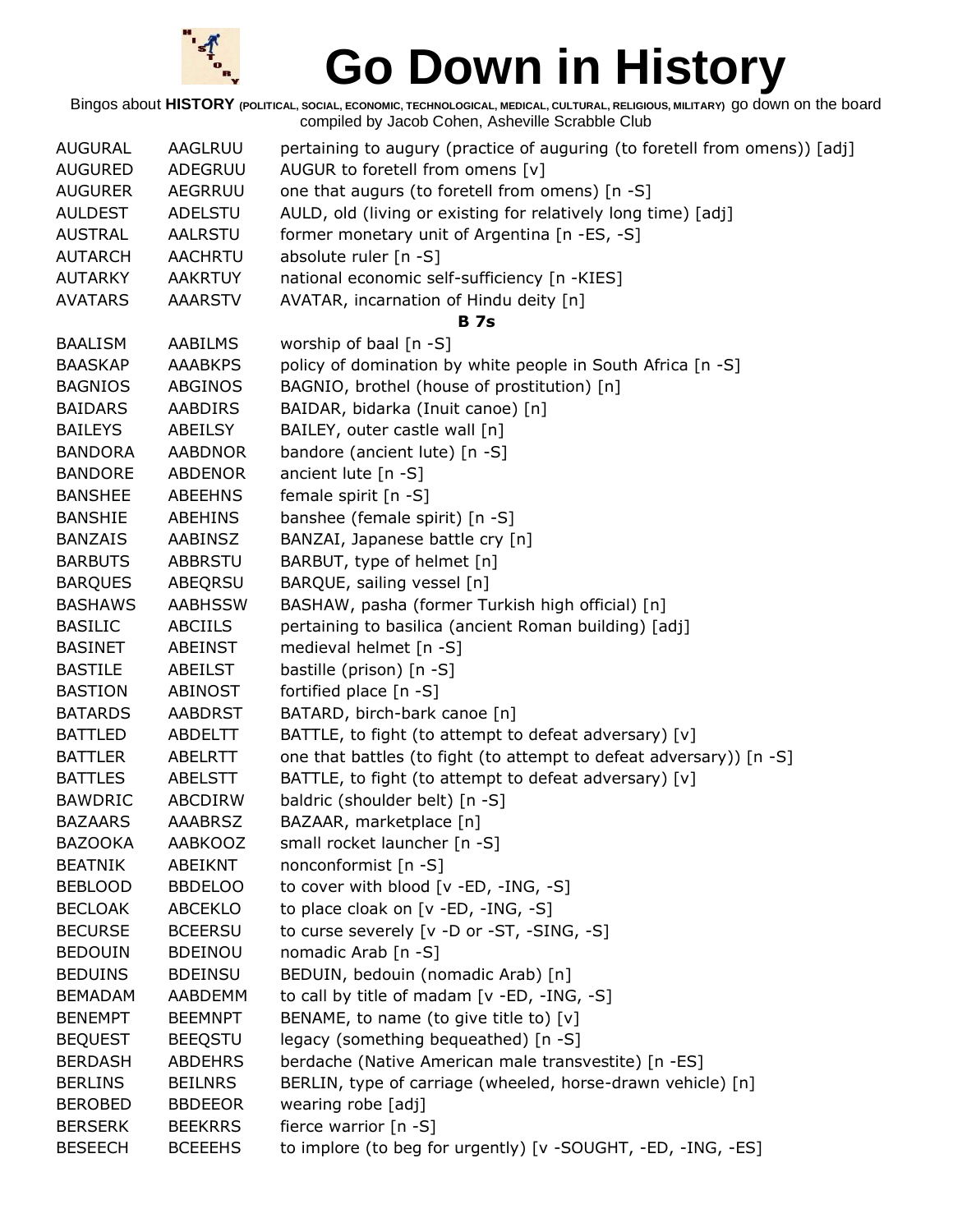# Go Down in History

Bingos about **HISTORY** (POLITICAL, SOCIAL, ECONOMIC, TECHNOLOGICAL, MEDICAL, CULTURAL, RELIGIOUS, MILITARY) go down on the board
compiled by Jacob Cohen, Asheville Scrabble Club

| | | |
|---|---|---|
| AUGURAL | AAGLRUU | pertaining to augury (practice of auguring (to foretell from omens)) [adj] |
| AUGURED | ADEGRUU | AUGUR to foretell from omens [v] |
| AUGURER | AEGRRUU | one that augurs (to foretell from omens) [n -S] |
| AULDEST | ADELSTU | AULD, old (living or existing for relatively long time) [adj] |
| AUSTRAL | AALRSTU | former monetary unit of Argentina [n -ES, -S] |
| AUTARCH | AACHRTU | absolute ruler [n -S] |
| AUTARKY | AAKRTUY | national economic self-sufficiency [n -KIES] |
| AVATARS | AAARSTV | AVATAR, incarnation of Hindu deity [n] |
| | | **B 7s** |
| BAALISM | AABILMS | worship of baal [n -S] |
| BAASKAP | AAABKPS | policy of domination by white people in South Africa [n -S] |
| BAGNIOS | ABGINOS | BAGNIO, brothel (house of prostitution) [n] |
| BAIDARS | AABDIRS | BAIDAR, bidarka (Inuit canoe) [n] |
| BAILEYS | ABEILSY | BAILEY, outer castle wall [n] |
| BANDORA | AABDNOR | bandore (ancient lute) [n -S] |
| BANDORE | ABDENOR | ancient lute [n -S] |
| BANSHEE | ABEEHNS | female spirit [n -S] |
| BANSHIE | ABEHINS | banshee (female spirit) [n -S] |
| BANZAIS | AABINSZ | BANZAI, Japanese battle cry [n] |
| BARBUTS | ABBRSTU | BARBUT, type of helmet [n] |
| BARQUES | ABEQRSU | BARQUE, sailing vessel [n] |
| BASHAWS | AABHSSW | BASHAW, pasha (former Turkish high official) [n] |
| BASILIC | ABCIILS | pertaining to basilica (ancient Roman building) [adj] |
| BASINET | ABEINST | medieval helmet [n -S] |
| BASTILE | ABEILST | bastille (prison) [n -S] |
| BASTION | ABINOST | fortified place [n -S] |
| BATARDS | AABDRST | BATARD, birch-bark canoe [n] |
| BATTLED | ABDELTT | BATTLE, to fight (to attempt to defeat adversary) [v] |
| BATTLER | ABELRTT | one that battles (to fight (to attempt to defeat adversary)) [n -S] |
| BATTLES | ABELSTT | BATTLE, to fight (to attempt to defeat adversary) [v] |
| BAWDRIC | ABCDIRW | baldric (shoulder belt) [n -S] |
| BAZAARS | AAABRSZ | BAZAAR, marketplace [n] |
| BAZOOKA | AABKOOZ | small rocket launcher [n -S] |
| BEATNIK | ABEIKNT | nonconformist [n -S] |
| BEBLOOD | BBDELOO | to cover with blood [v -ED, -ING, -S] |
| BECLOAK | ABCEKLO | to place cloak on [v -ED, -ING, -S] |
| BECURSE | BCEERSU | to curse severely [v -D or -ST, -SING, -S] |
| BEDOUIN | BDEINOU | nomadic Arab [n -S] |
| BEDUINS | BDEINSU | BEDUIN, bedouin (nomadic Arab) [n] |
| BEMADAM | AABDEMM | to call by title of madam [v -ED, -ING, -S] |
| BENEMPT | BEEMNPT | BENAME, to name (to give title to) [v] |
| BEQUEST | BEEQSTU | legacy (something bequeathed) [n -S] |
| BERDASH | ABDEHRS | berdache (Native American male transvestite) [n -ES] |
| BERLINS | BEILNRS | BERLIN, type of carriage (wheeled, horse-drawn vehicle) [n] |
| BEROBED | BBDEEOR | wearing robe [adj] |
| BERSERK | BEEKRRS | fierce warrior [n -S] |
| BESEECH | BCEEEHS | to implore (to beg for urgently) [v -SOUGHT, -ED, -ING, -ES] |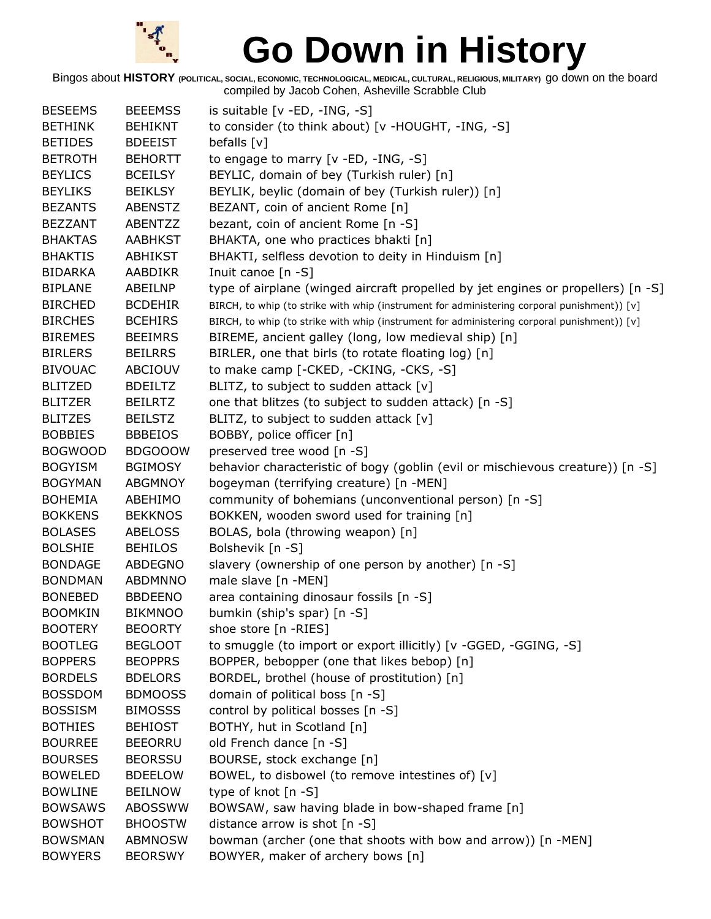# Go Down in History

Bingos about **HISTORY** (POLITICAL, SOCIAL, ECONOMIC, TECHNOLOGICAL, MEDICAL, CULTURAL, RELIGIOUS, MILITARY) go down on the board compiled by Jacob Cohen, Asheville Scrabble Club

| | | |
|---|---|---|
| BESEEMS | BEEEMSS | is suitable [v -ED, -ING, -S] |
| BETHINK | BEHIKNT | to consider (to think about) [v -HOUGHT, -ING, -S] |
| BETIDES | BDEEIST | befalls [v] |
| BETROTH | BEHORTT | to engage to marry [v -ED, -ING, -S] |
| BEYLICS | BCEILSY | BEYLIC, domain of bey (Turkish ruler) [n] |
| BEYLIKS | BEIKLSY | BEYLIK, beylic (domain of bey (Turkish ruler)) [n] |
| BEZANTS | ABENSTZ | BEZANT, coin of ancient Rome [n] |
| BEZZANT | ABENTZZ | bezant, coin of ancient Rome [n -S] |
| BHAKTAS | AABHKST | BHAKTA, one who practices bhakti [n] |
| BHAKTIS | ABHIKST | BHAKTI, selfless devotion to deity in Hinduism [n] |
| BIDARKA | AABDIKR | Inuit canoe [n -S] |
| BIPLANE | ABEILNP | type of airplane (winged aircraft propelled by jet engines or propellers) [n -S] |
| BIRCHED | BCDEHIR | BIRCH, to whip (to strike with whip (instrument for administering corporal punishment)) [v] |
| BIRCHES | BCEHIRS | BIRCH, to whip (to strike with whip (instrument for administering corporal punishment)) [v] |
| BIREMES | BEEIMRS | BIREME, ancient galley (long, low medieval ship) [n] |
| BIRLERS | BEILRRS | BIRLER, one that birls (to rotate floating log) [n] |
| BIVOUAC | ABCIOUV | to make camp [-CKED, -CKING, -CKS, -S] |
| BLITZED | BDEILTZ | BLITZ, to subject to sudden attack [v] |
| BLITZER | BEILRTZ | one that blitzes (to subject to sudden attack) [n -S] |
| BLITZES | BEILSTZ | BLITZ, to subject to sudden attack [v] |
| BOBBIES | BBBEIOS | BOBBY, police officer [n] |
| BOGWOOD | BDGOOOW | preserved tree wood [n -S] |
| BOGYISM | BGIMOSY | behavior characteristic of bogy (goblin (evil or mischievous creature)) [n -S] |
| BOGYMAN | ABGMNOY | bogeyman (terrifying creature) [n -MEN] |
| BOHEMIA | ABEHIMO | community of bohemians (unconventional person) [n -S] |
| BOKKENS | BEKKNOS | BOKKEN, wooden sword used for training [n] |
| BOLASES | ABELOSS | BOLAS, bola (throwing weapon) [n] |
| BOLSHIE | BEHILOS | Bolshevik [n -S] |
| BONDAGE | ABDEGNO | slavery (ownership of one person by another) [n -S] |
| BONDMAN | ABDMNNO | male slave [n -MEN] |
| BONEBED | BBDEENO | area containing dinosaur fossils [n -S] |
| BOOMKIN | BIKMNOO | bumkin (ship's spar) [n -S] |
| BOOTERY | BEOORTY | shoe store [n -RIES] |
| BOOTLEG | BEGLOOT | to smuggle (to import or export illicitly) [v -GGED, -GGING, -S] |
| BOPPERS | BEOPPRS | BOPPER, bebopper (one that likes bebop) [n] |
| BORDELS | BDELORS | BORDEL, brothel (house of prostitution) [n] |
| BOSSDOM | BDMOOSS | domain of political boss [n -S] |
| BOSSISM | BIMOSSS | control by political bosses [n -S] |
| BOTHIES | BEHIOST | BOTHY, hut in Scotland [n] |
| BOURREE | BEEORRU | old French dance [n -S] |
| BOURSES | BEORSSU | BOURSE, stock exchange [n] |
| BOWELED | BDEELOW | BOWEL, to disbowel (to remove intestines of) [v] |
| BOWLINE | BEILNOW | type of knot [n -S] |
| BOWSAWS | ABOSSWW | BOWSAW, saw having blade in bow-shaped frame [n] |
| BOWSHOT | BHOOSTW | distance arrow is shot [n -S] |
| BOWSMAN | ABMNOSW | bowman (archer (one that shoots with bow and arrow)) [n -MEN] |
| BOWYERS | BEORSWY | BOWYER, maker of archery bows [n] |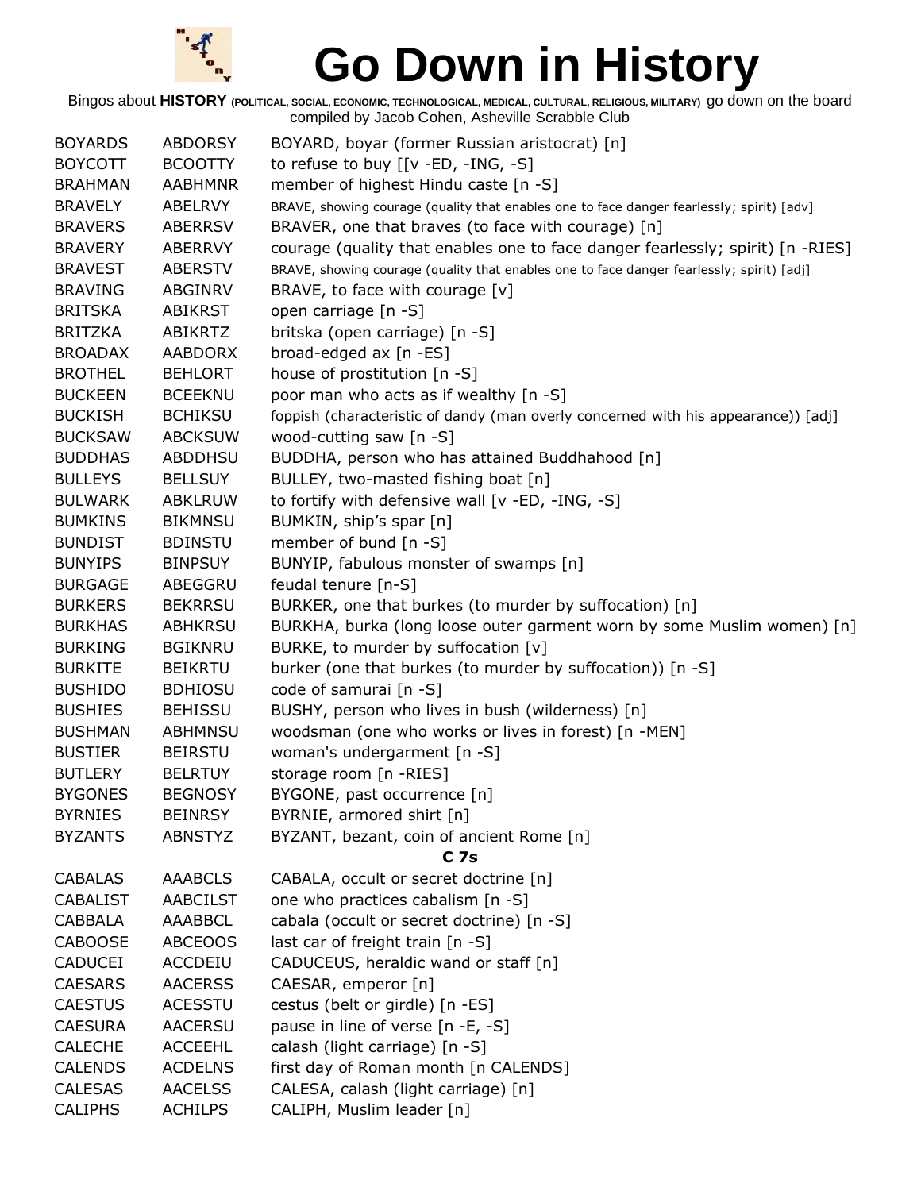# Go Down in History

Bingos about **HISTORY** (POLITICAL, SOCIAL, ECONOMIC, TECHNOLOGICAL, MEDICAL, CULTURAL, RELIGIOUS, MILITARY) go down on the board
compiled by Jacob Cohen, Asheville Scrabble Club

| | | |
|---|---|---|
| BOYARDS | ABDORSY | BOYARD, boyar (former Russian aristocrat) [n] |
| BOYCOTT | BCOOTTY | to refuse to buy [[v -ED, -ING, -S] |
| BRAHMAN | AABHMNR | member of highest Hindu caste [n -S] |
| BRAVELY | ABELRVY | BRAVE, showing courage (quality that enables one to face danger fearlessly; spirit) [adv] |
| BRAVERS | ABERRSV | BRAVER, one that braves (to face with courage) [n] |
| BRAVERY | ABERRVY | courage (quality that enables one to face danger fearlessly; spirit) [n -RIES] |
| BRAVEST | ABERSTV | BRAVE, showing courage (quality that enables one to face danger fearlessly; spirit) [adj] |
| BRAVING | ABGINRV | BRAVE, to face with courage [v] |
| BRITSKA | ABIKRST | open carriage [n -S] |
| BRITZKA | ABIKRTZ | britska (open carriage) [n -S] |
| BROADAX | AABDORX | broad-edged ax [n -ES] |
| BROTHEL | BEHLORT | house of prostitution [n -S] |
| BUCKEEN | BCEEKNU | poor man who acts as if wealthy [n -S] |
| BUCKISH | BCHIKSU | foppish (characteristic of dandy (man overly concerned with his appearance)) [adj] |
| BUCKSAW | ABCKSUW | wood-cutting saw [n -S] |
| BUDDHAS | ABDDHSU | BUDDHA, person who has attained Buddhahood [n] |
| BULLEYS | BELLSUY | BULLEY, two-masted fishing boat [n] |
| BULWARK | ABKLRUW | to fortify with defensive wall [v -ED, -ING, -S] |
| BUMKINS | BIKMNSU | BUMKIN, ship's spar [n] |
| BUNDIST | BDINSTU | member of bund [n -S] |
| BUNYIPS | BINPSUY | BUNYIP, fabulous monster of swamps [n] |
| BURGAGE | ABEGGRU | feudal tenure [n-S] |
| BURKERS | BEKRRSU | BURKER, one that burkes (to murder by suffocation) [n] |
| BURKHAS | ABHKRSU | BURKHA, burka (long loose outer garment worn by some Muslim women) [n] |
| BURKING | BGIKNRU | BURKE, to murder by suffocation [v] |
| BURKITE | BEIKRTU | burker (one that burkes (to murder by suffocation)) [n -S] |
| BUSHIDO | BDHIOSU | code of samurai [n -S] |
| BUSHIES | BEHISSU | BUSHY, person who lives in bush (wilderness) [n] |
| BUSHMAN | ABHMNSU | woodsman (one who works or lives in forest) [n -MEN] |
| BUSTIER | BEIRSTU | woman's undergarment [n -S] |
| BUTLERY | BELRTUY | storage room [n -RIES] |
| BYGONES | BEGNOSY | BYGONE, past occurrence [n] |
| BYRNIES | BEINRSY | BYRNIE, armored shirt [n] |
| BYZANTS | ABNSTYZ | BYZANT, bezant, coin of ancient Rome [n] |

**C 7s**

| | | |
|---|---|---|
| CABALAS | AAABCLS | CABALA, occult or secret doctrine [n] |
| CABALIST | AABCILST | one who practices cabalism [n -S] |
| CABBALA | AAABBCL | cabala (occult or secret doctrine) [n -S] |
| CABOOSE | ABCEOOS | last car of freight train [n -S] |
| CADUCEI | ACCDEIU | CADUCEUS, heraldic wand or staff [n] |
| CAESARS | AACERSS | CAESAR, emperor [n] |
| CAESTUS | ACESSTU | cestus (belt or girdle) [n -ES] |
| CAESURA | AACERSU | pause in line of verse [n -E, -S] |
| CALECHE | ACCEEHL | calash (light carriage) [n -S] |
| CALENDS | ACDELNS | first day of Roman month [n CALENDS] |
| CALESAS | AACELSS | CALESA, calash (light carriage) [n] |
| CALIPHS | ACHILPS | CALIPH, Muslim leader [n] |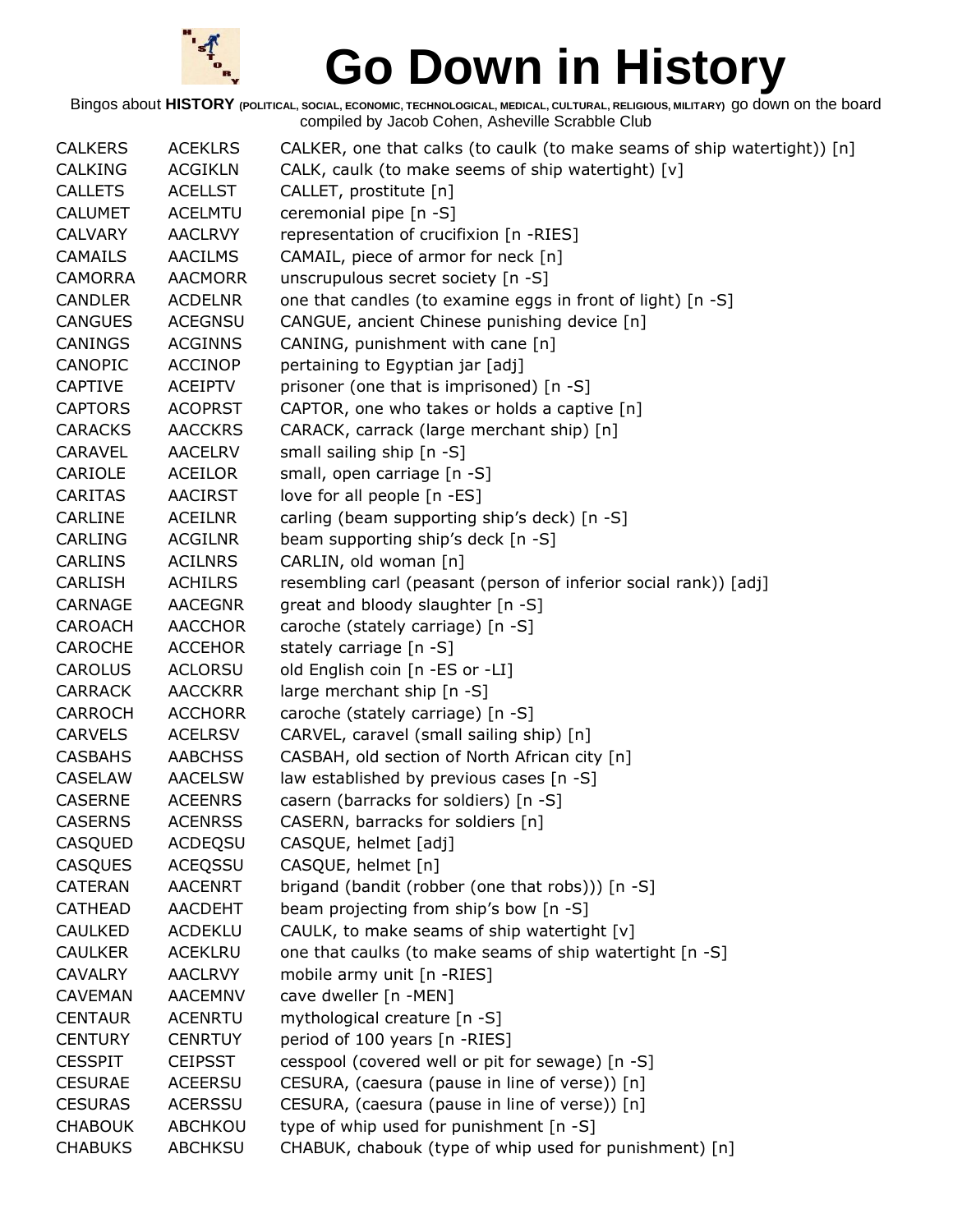# Go Down in History

Bingos about **HISTORY** (POLITICAL, SOCIAL, ECONOMIC, TECHNOLOGICAL, MEDICAL, CULTURAL, RELIGIOUS, MILITARY) go down on the board compiled by Jacob Cohen, Asheville Scrabble Club

| | | |
|---|---|---|
| CALKERS | ACEKLRS | CALKER, one that calks (to caulk (to make seams of ship watertight)) [n] |
| CALKING | ACGIKLN | CALK, caulk (to make seems of ship watertight) [v] |
| CALLETS | ACELLST | CALLET, prostitute [n] |
| CALUMET | ACELMTU | ceremonial pipe [n -S] |
| CALVARY | AACLRVY | representation of crucifixion [n -RIES] |
| CAMAILS | AACILMS | CAMAIL, piece of armor for neck [n] |
| CAMORRA | AACMORR | unscrupulous secret society [n -S] |
| CANDLER | ACDELNR | one that candles (to examine eggs in front of light) [n -S] |
| CANGUES | ACEGNSU | CANGUE, ancient Chinese punishing device [n] |
| CANINGS | ACGINNS | CANING, punishment with cane [n] |
| CANOPIC | ACCINOP | pertaining to Egyptian jar [adj] |
| CAPTIVE | ACEIPTV | prisoner (one that is imprisoned) [n -S] |
| CAPTORS | ACOPRST | CAPTOR, one who takes or holds a captive [n] |
| CARACKS | AACCKRS | CARACK, carrack (large merchant ship) [n] |
| CARAVEL | AACELRV | small sailing ship [n -S] |
| CARIOLE | ACEILOR | small, open carriage [n -S] |
| CARITAS | AACIRST | love for all people [n -ES] |
| CARLINE | ACEILNR | carling (beam supporting ship's deck) [n -S] |
| CARLING | ACGILNR | beam supporting ship's deck [n -S] |
| CARLINS | ACILNRS | CARLIN, old woman [n] |
| CARLISH | ACHILRS | resembling carl (peasant (person of inferior social rank)) [adj] |
| CARNAGE | AACEGNR | great and bloody slaughter [n -S] |
| CAROACH | AACCHOR | caroche (stately carriage) [n -S] |
| CAROCHE | ACCEHOR | stately carriage [n -S] |
| CAROLUS | ACLORSU | old English coin [n -ES or -LI] |
| CARRACK | AACCKRR | large merchant ship [n -S] |
| CARROCH | ACCHORR | caroche (stately carriage) [n -S] |
| CARVELS | ACELRSV | CARVEL, caravel (small sailing ship) [n] |
| CASBAHS | AABCHSS | CASBAH, old section of North African city [n] |
| CASELAW | AACELSW | law established by previous cases [n -S] |
| CASERNE | ACEENRS | casern (barracks for soldiers) [n -S] |
| CASERNS | ACENRSS | CASERN, barracks for soldiers [n] |
| CASQUED | ACDEQSU | CASQUE, helmet [adj] |
| CASQUES | ACEQSSU | CASQUE, helmet [n] |
| CATERAN | AACENRT | brigand (bandit (robber (one that robs))) [n -S] |
| CATHEAD | AACDEHT | beam projecting from ship's bow [n -S] |
| CAULKED | ACDEKLU | CAULK, to make seams of ship watertight [v] |
| CAULKER | ACEKLRU | one that caulks (to make seams of ship watertight [n -S] |
| CAVALRY | AACLRVY | mobile army unit [n -RIES] |
| CAVEMAN | AACEMNV | cave dweller [n -MEN] |
| CENTAUR | ACENRTU | mythological creature [n -S] |
| CENTURY | CENRTUY | period of 100 years [n -RIES] |
| CESSPIT | CEIPSST | cesspool (covered well or pit for sewage) [n -S] |
| CESURAE | ACEERSU | CESURA, (caesura (pause in line of verse)) [n] |
| CESURAS | ACERSSU | CESURA, (caesura (pause in line of verse)) [n] |
| CHABOUK | ABCHKOU | type of whip used for punishment [n -S] |
| CHABUKS | ABCHKSU | CHABUK, chabouk (type of whip used for punishment) [n] |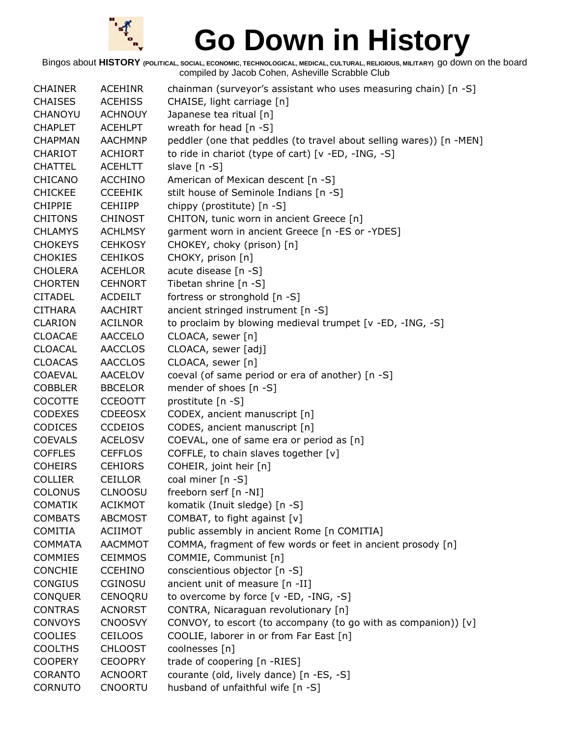# Go Down in History

Bingos about **HISTORY** (POLITICAL, SOCIAL, ECONOMIC, TECHNOLOGICAL, MEDICAL, CULTURAL, RELIGIOUS, MILITARY) go down on the board compiled by Jacob Cohen, Asheville Scrabble Club

| | | |
|---|---|---|
| CHAINER | ACEHINR | chainman (surveyor's assistant who uses measuring chain) [n -S] |
| CHAISES | ACEHISS | CHAISE, light carriage [n] |
| CHANOYU | ACHNOUY | Japanese tea ritual [n] |
| CHAPLET | ACEHLPT | wreath for head [n -S] |
| CHAPMAN | AACHMNP | peddler (one that peddles (to travel about selling wares)) [n -MEN] |
| CHARIOT | ACHIORT | to ride in chariot (type of cart) [v -ED, -ING, -S] |
| CHATTEL | ACEHLTT | slave [n -S] |
| CHICANO | ACCHINO | American of Mexican descent [n -S] |
| CHICKEE | CCEEHIK | stilt house of Seminole Indians [n -S] |
| CHIPPIE | CEHIIPP | chippy (prostitute) [n -S] |
| CHITONS | CHINOST | CHITON, tunic worn in ancient Greece [n] |
| CHLAMYS | ACHLMSY | garment worn in ancient Greece [n -ES or -YDES] |
| CHOKEYS | CEHKOSY | CHOKEY, choky (prison) [n] |
| CHOKIES | CEHIKOS | CHOKY, prison [n] |
| CHOLERA | ACEHLOR | acute disease [n -S] |
| CHORTEN | CEHNORT | Tibetan shrine [n -S] |
| CITADEL | ACDEILT | fortress or stronghold [n -S] |
| CITHARA | AACHIRT | ancient stringed instrument [n -S] |
| CLARION | ACILNOR | to proclaim by blowing medieval trumpet [v -ED, -ING, -S] |
| CLOACAE | AACCELO | CLOACA, sewer [n] |
| CLOACAL | AACCLOS | CLOACA, sewer [adj] |
| CLOACAS | AACCLOS | CLOACA, sewer [n] |
| COAEVAL | AACELOV | coeval (of same period or era of another) [n -S] |
| COBBLER | BBCELOR | mender of shoes [n -S] |
| COCOTTE | CCEOOTT | prostitute [n -S] |
| CODEXES | CDEEOSX | CODEX, ancient manuscript [n] |
| CODICES | CCDEIOS | CODES, ancient manuscript [n] |
| COEVALS | ACELOSV | COEVAL, one of same era or period as [n] |
| COFFLES | CEFFLOS | COFFLE, to chain slaves together [v] |
| COHEIRS | CEHIORS | COHEIR, joint heir [n] |
| COLLIER | CEILLOR | coal miner [n -S] |
| COLONUS | CLNOOSU | freeborn serf [n -NI] |
| COMATIK | ACIKMOT | komatik (Inuit sledge) [n -S] |
| COMBATS | ABCMOST | COMBAT, to fight against [v] |
| COMITIA | ACIIMOT | public assembly in ancient Rome [n COMITIA] |
| COMMATA | AACMMOT | COMMA, fragment of few words or feet in ancient prosody [n] |
| COMMIES | CEIMMOS | COMMIE, Communist [n] |
| CONCHIE | CCEHINO | conscientious objector [n -S] |
| CONGIUS | CGINOSU | ancient unit of measure [n -II] |
| CONQUER | CENOQRU | to overcome by force [v -ED, -ING, -S] |
| CONTRAS | ACNORST | CONTRA, Nicaraguan revolutionary [n] |
| CONVOYS | CNOOSVY | CONVOY, to escort (to accompany (to go with as companion)) [v] |
| COOLIES | CEILOOS | COOLIE, laborer in or from Far East [n] |
| COOLTHS | CHLOOST | coolnesses [n] |
| COOPERY | CEOOPRY | trade of coopering [n -RIES] |
| CORANTO | ACNOORT | courante (old, lively dance) [n -ES, -S] |
| CORNUTO | CNOORTU | husband of unfaithful wife [n -S] |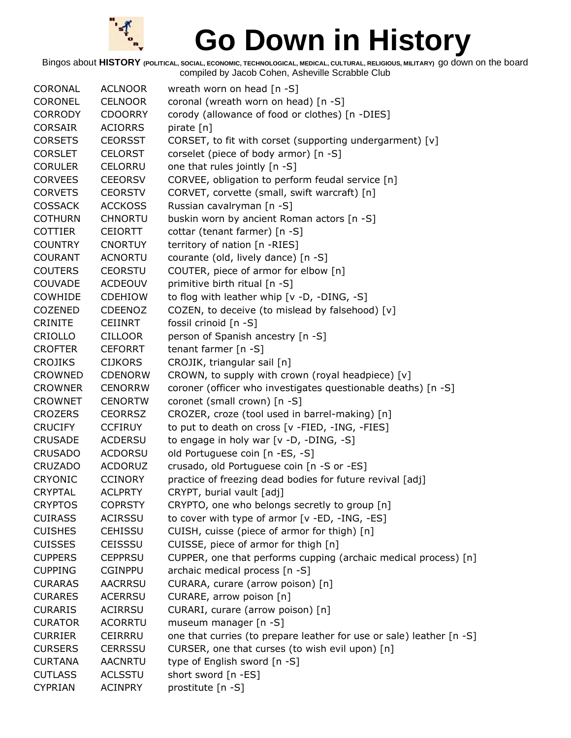# Go Down in History

Bingos about **HISTORY** (POLITICAL, SOCIAL, ECONOMIC, TECHNOLOGICAL, MEDICAL, CULTURAL, RELIGIOUS, MILITARY) go down on the board
compiled by Jacob Cohen, Asheville Scrabble Club

| | | |
|---|---|---|
| CORONAL | ACLNOOR | wreath worn on head [n -S] |
| CORONEL | CELNOOR | coronal (wreath worn on head) [n -S] |
| CORRODY | CDOORRY | corody (allowance of food or clothes) [n -DIES] |
| CORSAIR | ACIORRS | pirate [n] |
| CORSETS | CEORSST | CORSET, to fit with corset (supporting undergarment) [v] |
| CORSLET | CELORST | corselet (piece of body armor) [n -S] |
| CORULER | CELORRU | one that rules jointly [n -S] |
| CORVEES | CEEORSV | CORVEE, obligation to perform feudal service [n] |
| CORVETS | CEORSTV | CORVET, corvette (small, swift warcraft) [n] |
| COSSACK | ACCKOSS | Russian cavalryman [n -S] |
| COTHURN | CHNORTU | buskin worn by ancient Roman actors [n -S] |
| COTTIER | CEIORTT | cottar (tenant farmer) [n -S] |
| COUNTRY | CNORTUY | territory of nation [n -RIES] |
| COURANT | ACNORTU | courante (old, lively dance) [n -S] |
| COUTERS | CEORSTU | COUTER, piece of armor for elbow [n] |
| COUVADE | ACDEOUV | primitive birth ritual [n -S] |
| COWHIDE | CDEHIOW | to flog with leather whip [v -D, -DING, -S] |
| COZENED | CDEENOZ | COZEN, to deceive (to mislead by falsehood) [v] |
| CRINITE | CEIINRT | fossil crinoid [n -S] |
| CRIOLLO | CILLOOR | person of Spanish ancestry [n -S] |
| CROFTER | CEFORRT | tenant farmer [n -S] |
| CROJIKS | CIJKORS | CROJIK, triangular sail [n] |
| CROWNED | CDENORW | CROWN, to supply with crown (royal headpiece) [v] |
| CROWNER | CENORRW | coroner (officer who investigates questionable deaths) [n -S] |
| CROWNET | CENORTW | coronet (small crown) [n -S] |
| CROZERS | CEORRSZ | CROZER, croze (tool used in barrel-making) [n] |
| CRUCIFY | CCFIRUY | to put to death on cross [v -FIED, -ING, -FIES] |
| CRUSADE | ACDERSU | to engage in holy war [v -D, -DING, -S] |
| CRUSADO | ACDORSU | old Portuguese coin [n -ES, -S] |
| CRUZADO | ACDORUZ | crusado, old Portuguese coin [n -S or -ES] |
| CRYONIC | CCINORY | practice of freezing dead bodies for future revival [adj] |
| CRYPTAL | ACLPRTY | CRYPT, burial vault [adj] |
| CRYPTOS | COPRSTY | CRYPTO, one who belongs secretly to group [n] |
| CUIRASS | ACIRSSU | to cover with type of armor [v -ED, -ING, -ES] |
| CUISHES | CEHISSU | CUISH, cuisse (piece of armor for thigh) [n] |
| CUISSES | CEISSSU | CUISSE, piece of armor for thigh [n] |
| CUPPERS | CEPPRSU | CUPPER, one that performs cupping (archaic medical process) [n] |
| CUPPING | CGINPPU | archaic medical process [n -S] |
| CURARAS | AACRRSU | CURARA, curare (arrow poison) [n] |
| CURARES | ACERRSU | CURARE, arrow poison [n] |
| CURARIS | ACIRRSU | CURARI, curare (arrow poison) [n] |
| CURATOR | ACORRTU | museum manager [n -S] |
| CURRIER | CEIRRRU | one that curries (to prepare leather for use or sale) leather [n -S] |
| CURSERS | CERRSSU | CURSER, one that curses (to wish evil upon) [n] |
| CURTANA | AACNRTU | type of English sword [n -S] |
| CUTLASS | ACLSSTU | short sword [n -ES] |
| CYPRIAN | ACINPRY | prostitute [n -S] |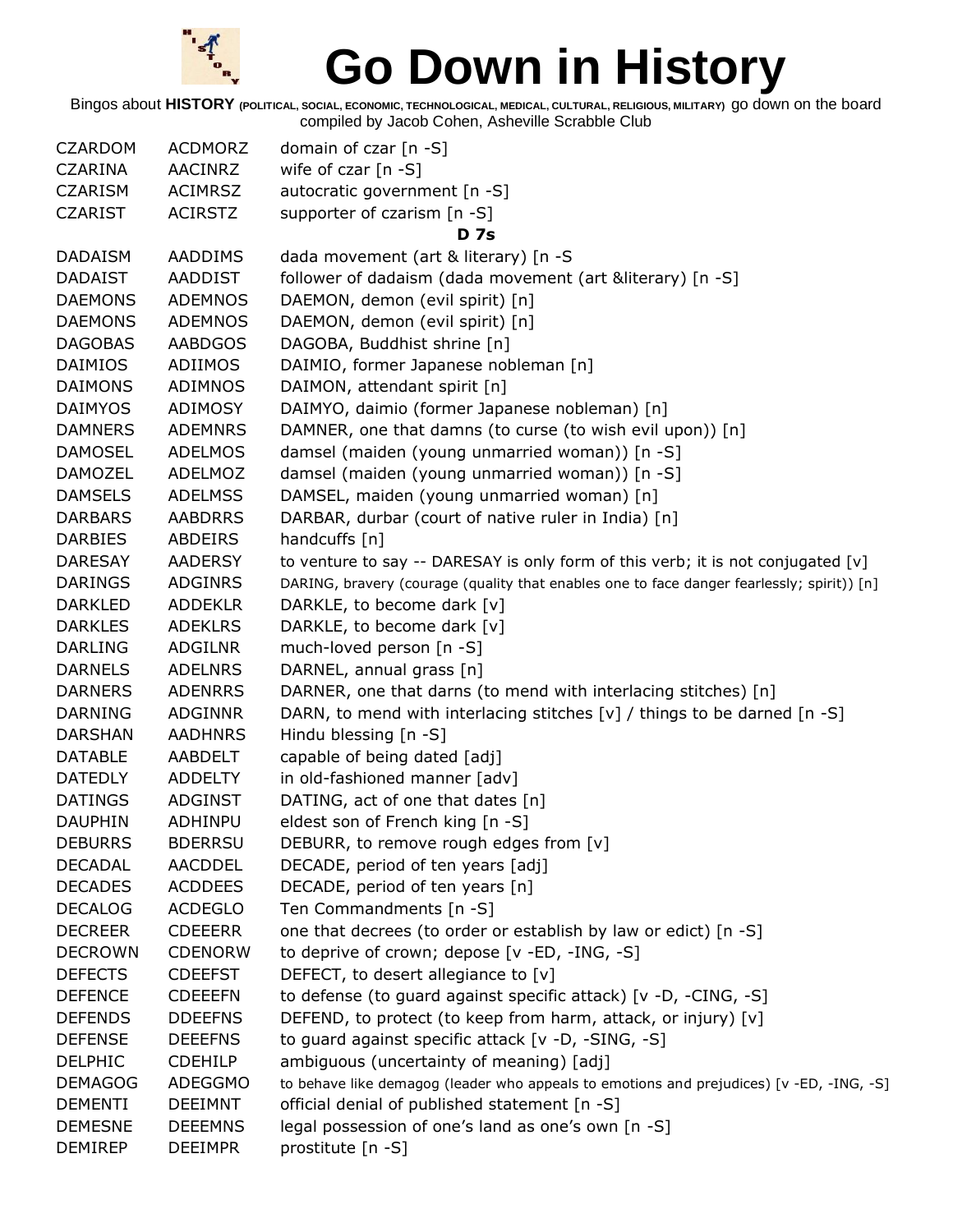# Go Down in History

Bingos about **HISTORY** (POLITICAL, SOCIAL, ECONOMIC, TECHNOLOGICAL, MEDICAL, CULTURAL, RELIGIOUS, MILITARY) go down on the board
compiled by Jacob Cohen, Asheville Scrabble Club

| | | |
|---|---|---|
| CZARDOM | ACDMORZ | domain of czar [n -S] |
| CZARINA | AACINRZ | wife of czar [n -S] |
| CZARISM | ACIMRSZ | autocratic government [n -S] |
| CZARIST | ACIRSTZ | supporter of czarism [n -S] |
| | | **D 7s** |
| DADAISM | AADDIMS | dada movement (art & literary) [n -S |
| DADAIST | AADDIST | follower of dadaism (dada movement (art &literary) [n -S] |
| DAEMONS | ADEMNOS | DAEMON, demon (evil spirit) [n] |
| DAEMONS | ADEMNOS | DAEMON, demon (evil spirit) [n] |
| DAGOBAS | AABDGOS | DAGOBA, Buddhist shrine [n] |
| DAIMIOS | ADIIMOS | DAIMIO, former Japanese nobleman [n] |
| DAIMONS | ADIMNOS | DAIMON, attendant spirit [n] |
| DAIMYOS | ADIMOSY | DAIMYO, daimio (former Japanese nobleman) [n] |
| DAMNERS | ADEMNRS | DAMNER, one that damns (to curse (to wish evil upon)) [n] |
| DAMOSEL | ADELMOS | damsel (maiden (young unmarried woman)) [n -S] |
| DAMOZEL | ADELMOZ | damsel (maiden (young unmarried woman)) [n -S] |
| DAMSELS | ADELMSS | DAMSEL, maiden (young unmarried woman) [n] |
| DARBARS | AABDRRS | DARBAR, durbar (court of native ruler in India) [n] |
| DARBIES | ABDEIRS | handcuffs [n] |
| DARESAY | AADERSY | to venture to say -- DARESAY is only form of this verb; it is not conjugated [v] |
| DARINGS | ADGINRS | DARING, bravery (courage (quality that enables one to face danger fearlessly; spirit)) [n] |
| DARKLED | ADDEKLR | DARKLE, to become dark [v] |
| DARKLES | ADEKLRS | DARKLE, to become dark [v] |
| DARLING | ADGILNR | much-loved person [n -S] |
| DARNELS | ADELNRS | DARNEL, annual grass [n] |
| DARNERS | ADENRRS | DARNER, one that darns (to mend with interlacing stitches) [n] |
| DARNING | ADGINNR | DARN, to mend with interlacing stitches [v] / things to be darned [n -S] |
| DARSHAN | AADHNRS | Hindu blessing [n -S] |
| DATABLE | AABDELT | capable of being dated [adj] |
| DATEDLY | ADDELTY | in old-fashioned manner [adv] |
| DATINGS | ADGINST | DATING, act of one that dates [n] |
| DAUPHIN | ADHINPU | eldest son of French king [n -S] |
| DEBURRS | BDERRSU | DEBURR, to remove rough edges from [v] |
| DECADAL | AACDDEL | DECADE, period of ten years [adj] |
| DECADES | ACDDEES | DECADE, period of ten years [n] |
| DECALOG | ACDEGLO | Ten Commandments [n -S] |
| DECREER | CDEEERR | one that decrees (to order or establish by law or edict) [n -S] |
| DECROWN | CDENORW | to deprive of crown; depose [v -ED, -ING, -S] |
| DEFECTS | CDEEFST | DEFECT, to desert allegiance to [v] |
| DEFENCE | CDEEEFN | to defense (to guard against specific attack) [v -D, -CING, -S] |
| DEFENDS | DDEEFNS | DEFEND, to protect (to keep from harm, attack, or injury) [v] |
| DEFENSE | DEEEFNS | to guard against specific attack [v -D, -SING, -S] |
| DELPHIC | CDEHILP | ambiguous (uncertainty of meaning) [adj] |
| DEMAGOG | ADEGGMO | to behave like demagog (leader who appeals to emotions and prejudices) [v -ED, -ING, -S] |
| DEMENTI | DEEIMNT | official denial of published statement [n -S] |
| DEMESNE | DEEEMNS | legal possession of one’s land as one’s own [n -S] |
| DEMIREP | DEEIMPR | prostitute [n -S] |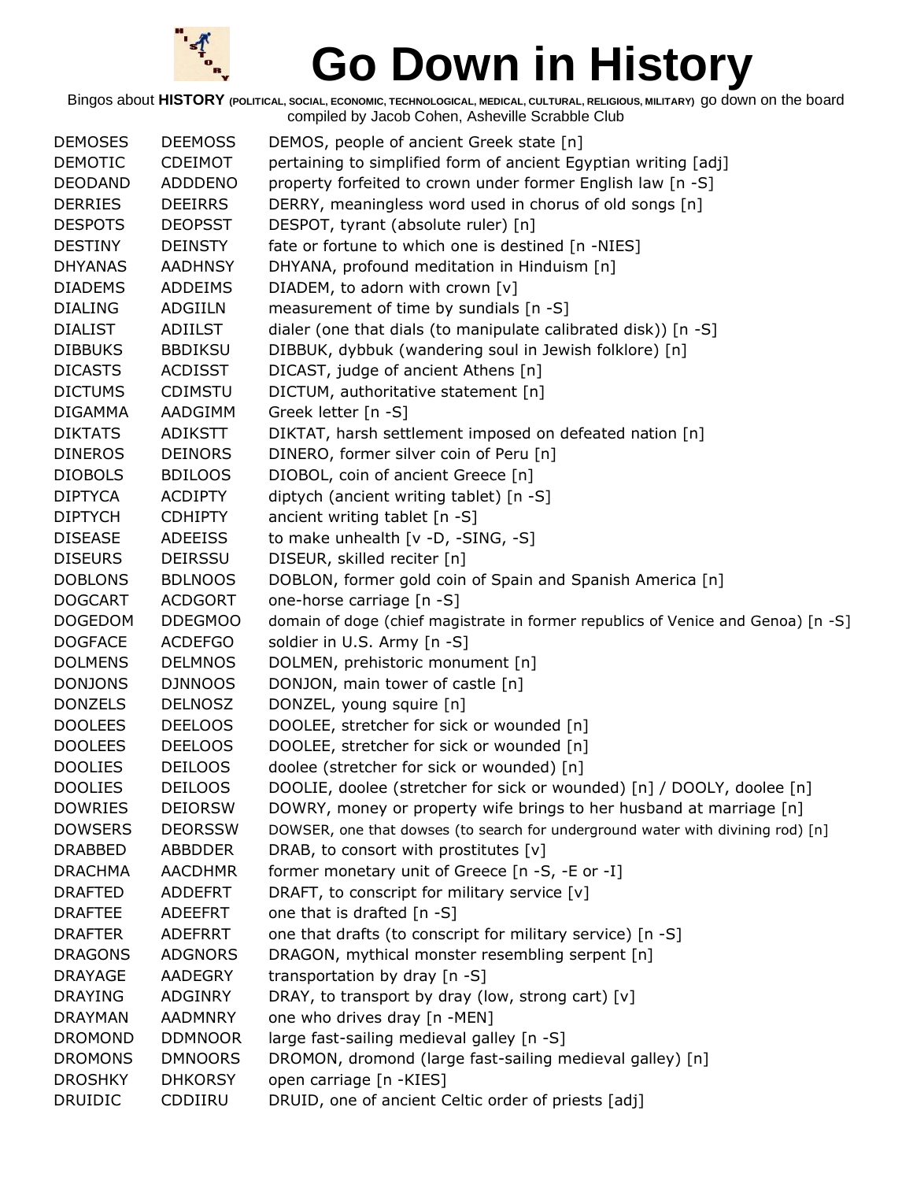# Go Down in History

Bingos about **HISTORY** (POLITICAL, SOCIAL, ECONOMIC, TECHNOLOGICAL, MEDICAL, CULTURAL, RELIGIOUS, MILITARY) go down on the board compiled by Jacob Cohen, Asheville Scrabble Club

| | | |
|---|---|---|
| DEMOSES | DEEMOSS | DEMOS, people of ancient Greek state [n] |
| DEMOTIC | CDEIMOT | pertaining to simplified form of ancient Egyptian writing [adj] |
| DEODAND | ADDDENO | property forfeited to crown under former English law [n -S] |
| DERRIES | DEEIRRS | DERRY, meaningless word used in chorus of old songs [n] |
| DESPOTS | DEOPSST | DESPOT, tyrant (absolute ruler) [n] |
| DESTINY | DEINSTY | fate or fortune to which one is destined [n -NIES] |
| DHYANAS | AADHNSY | DHYANA, profound meditation in Hinduism [n] |
| DIADEMS | ADDEIMS | DIADEM, to adorn with crown [v] |
| DIALING | ADGIILN | measurement of time by sundials [n -S] |
| DIALIST | ADIILST | dialer (one that dials (to manipulate calibrated disk)) [n -S] |
| DIBBUKS | BBDIKSU | DIBBUK, dybbuk (wandering soul in Jewish folklore) [n] |
| DICASTS | ACDISST | DICAST, judge of ancient Athens [n] |
| DICTUMS | CDIMSTU | DICTUM, authoritative statement [n] |
| DIGAMMA | AADGIMM | Greek letter [n -S] |
| DIKTATS | ADIKSTT | DIKTAT, harsh settlement imposed on defeated nation [n] |
| DINEROS | DEINORS | DINERO, former silver coin of Peru [n] |
| DIOBOLS | BDILOOS | DIOBOL, coin of ancient Greece [n] |
| DIPTYCA | ACDIPTY | diptych (ancient writing tablet) [n -S] |
| DIPTYCH | CDHIPTY | ancient writing tablet [n -S] |
| DISEASE | ADEEISS | to make unhealth [v -D, -SING, -S] |
| DISEURS | DEIRSSU | DISEUR, skilled reciter [n] |
| DOBLONS | BDLNOOS | DOBLON, former gold coin of Spain and Spanish America [n] |
| DOGCART | ACDGORT | one-horse carriage [n -S] |
| DOGEDOM | DDEGMOO | domain of doge (chief magistrate in former republics of Venice and Genoa) [n -S] |
| DOGFACE | ACDEFGO | soldier in U.S. Army [n -S] |
| DOLMENS | DELMNOS | DOLMEN, prehistoric monument [n] |
| DONJONS | DJNNOOS | DONJON, main tower of castle [n] |
| DONZELS | DELNOSZ | DONZEL, young squire [n] |
| DOOLEES | DEELOOS | DOOLEE, stretcher for sick or wounded [n] |
| DOOLEES | DEELOOS | DOOLEE, stretcher for sick or wounded [n] |
| DOOLIES | DEILOOS | doolee (stretcher for sick or wounded) [n] |
| DOOLIES | DEILOOS | DOOLIE, doolee (stretcher for sick or wounded) [n] / DOOLY, doolee [n] |
| DOWRIES | DEIORSW | DOWRY, money or property wife brings to her husband at marriage [n] |
| DOWSERS | DEORSSW | DOWSER, one that dowses (to search for underground water with divining rod) [n] |
| DRABBED | ABBDDER | DRAB, to consort with prostitutes [v] |
| DRACHMA | AACDHMR | former monetary unit of Greece [n -S, -E or -I] |
| DRAFTED | ADDEFRT | DRAFT, to conscript for military service [v] |
| DRAFTEE | ADEEFRT | one that is drafted [n -S] |
| DRAFTER | ADEFRRT | one that drafts (to conscript for military service) [n -S] |
| DRAGONS | ADGNORS | DRAGON, mythical monster resembling serpent [n] |
| DRAYAGE | AADEGRY | transportation by dray [n -S] |
| DRAYING | ADGINRY | DRAY, to transport by dray (low, strong cart) [v] |
| DRAYMAN | AADMNRY | one who drives dray [n -MEN] |
| DROMOND | DDMNOOR | large fast-sailing medieval galley [n -S] |
| DROMONS | DMNOORS | DROMON, dromond (large fast-sailing medieval galley) [n] |
| DROSHKY | DHKORSY | open carriage [n -KIES] |
| DRUIDIC | CDDIIRU | DRUID, one of ancient Celtic order of priests [adj] |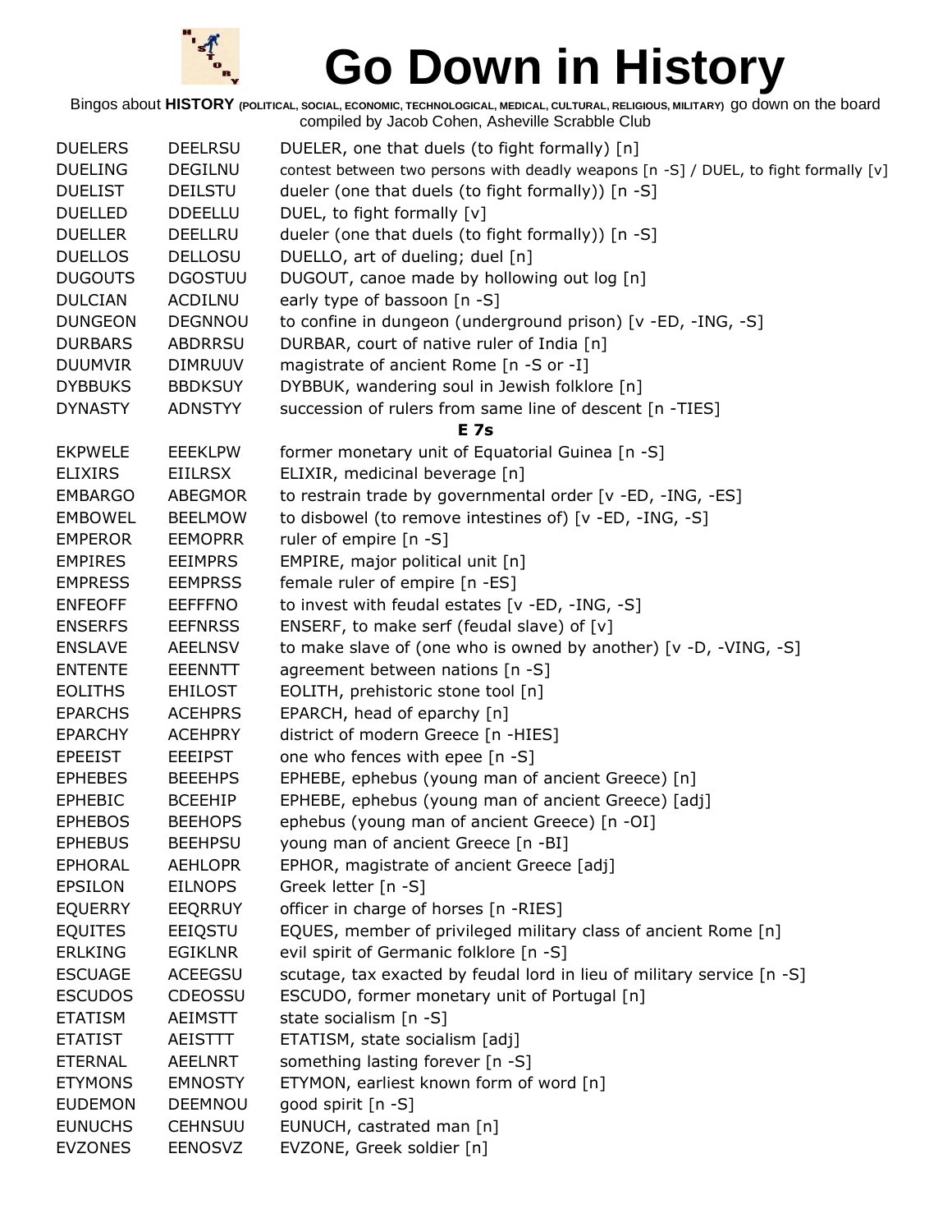# Go Down in History

Bingos about **HISTORY** (POLITICAL, SOCIAL, ECONOMIC, TECHNOLOGICAL, MEDICAL, CULTURAL, RELIGIOUS, MILITARY) go down on the board compiled by Jacob Cohen, Asheville Scrabble Club

| | | |
|---|---|---|
| DUELERS | DEELRSU | DUELER, one that duels (to fight formally) [n] |
| DUELING | DEGILNU | contest between two persons with deadly weapons [n -S] / DUEL, to fight formally [v] |
| DUELIST | DEILSTU | dueler (one that duels (to fight formally)) [n -S] |
| DUELLED | DDEELLU | DUEL, to fight formally [v] |
| DUELLER | DEELLRU | dueler (one that duels (to fight formally)) [n -S] |
| DUELLOS | DELLOSU | DUELLO, art of dueling; duel [n] |
| DUGOUTS | DGOSTUU | DUGOUT, canoe made by hollowing out log [n] |
| DULCIAN | ACDILNU | early type of bassoon [n -S] |
| DUNGEON | DEGNNOU | to confine in dungeon (underground prison) [v -ED, -ING, -S] |
| DURBARS | ABDRRSU | DURBAR, court of native ruler of India [n] |
| DUUMVIR | DIMRUUV | magistrate of ancient Rome [n -S or -I] |
| DYBBUKS | BBDKSUY | DYBBUK, wandering soul in Jewish folklore [n] |
| DYNASTY | ADNSTYY | succession of rulers from same line of descent [n -TIES] |
| | | **E 7s** |
| EKPWELE | EEEKLPW | former monetary unit of Equatorial Guinea [n -S] |
| ELIXIRS | EIILRSX | ELIXIR, medicinal beverage [n] |
| EMBARGO | ABEGMOR | to restrain trade by governmental order [v -ED, -ING, -ES] |
| EMBOWEL | BEELMOW | to disbowel (to remove intestines of) [v -ED, -ING, -S] |
| EMPEROR | EEMOPRR | ruler of empire [n -S] |
| EMPIRES | EEIMPRS | EMPIRE, major political unit [n] |
| EMPRESS | EEMPRSS | female ruler of empire [n -ES] |
| ENFEOFF | EEFFFNO | to invest with feudal estates [v -ED, -ING, -S] |
| ENSERFS | EEFNRSS | ENSERF, to make serf (feudal slave) of [v] |
| ENSLAVE | AEELNSV | to make slave of (one who is owned by another) [v -D, -VING, -S] |
| ENTENTE | EEENNTT | agreement between nations [n -S] |
| EOLITHS | EHILOST | EOLITH, prehistoric stone tool [n] |
| EPARCHS | ACEHPRS | EPARCH, head of eparchy [n] |
| EPARCHY | ACEHPRY | district of modern Greece [n -HIES] |
| EPEEIST | EEEIPST | one who fences with epee [n -S] |
| EPHEBES | BEEEHPS | EPHEBE, ephebus (young man of ancient Greece) [n] |
| EPHEBIC | BCEEHIP | EPHEBE, ephebus (young man of ancient Greece) [adj] |
| EPHEBOS | BEEHOPS | ephebus (young man of ancient Greece) [n -OI] |
| EPHEBUS | BEEHPSU | young man of ancient Greece [n -BI] |
| EPHORAL | AEHLOPR | EPHOR, magistrate of ancient Greece [adj] |
| EPSILON | EILNOPS | Greek letter [n -S] |
| EQUERRY | EEQRRUY | officer in charge of horses [n -RIES] |
| EQUITES | EEIQSTU | EQUES, member of privileged military class of ancient Rome [n] |
| ERLKING | EGIKLNR | evil spirit of Germanic folklore [n -S] |
| ESCUAGE | ACEEGSU | scutage, tax exacted by feudal lord in lieu of military service [n -S] |
| ESCUDOS | CDEOSSU | ESCUDO, former monetary unit of Portugal [n] |
| ETATISM | AEIMSTT | state socialism [n -S] |
| ETATIST | AEISTTT | ETATISM, state socialism [adj] |
| ETERNAL | AEELNRT | something lasting forever [n -S] |
| ETYMONS | EMNOSTY | ETYMON, earliest known form of word [n] |
| EUDEMON | DEEMNOU | good spirit [n -S] |
| EUNUCHS | CEHNSUU | EUNUCH, castrated man [n] |
| EVZONES | EENOSVZ | EVZONE, Greek soldier [n] |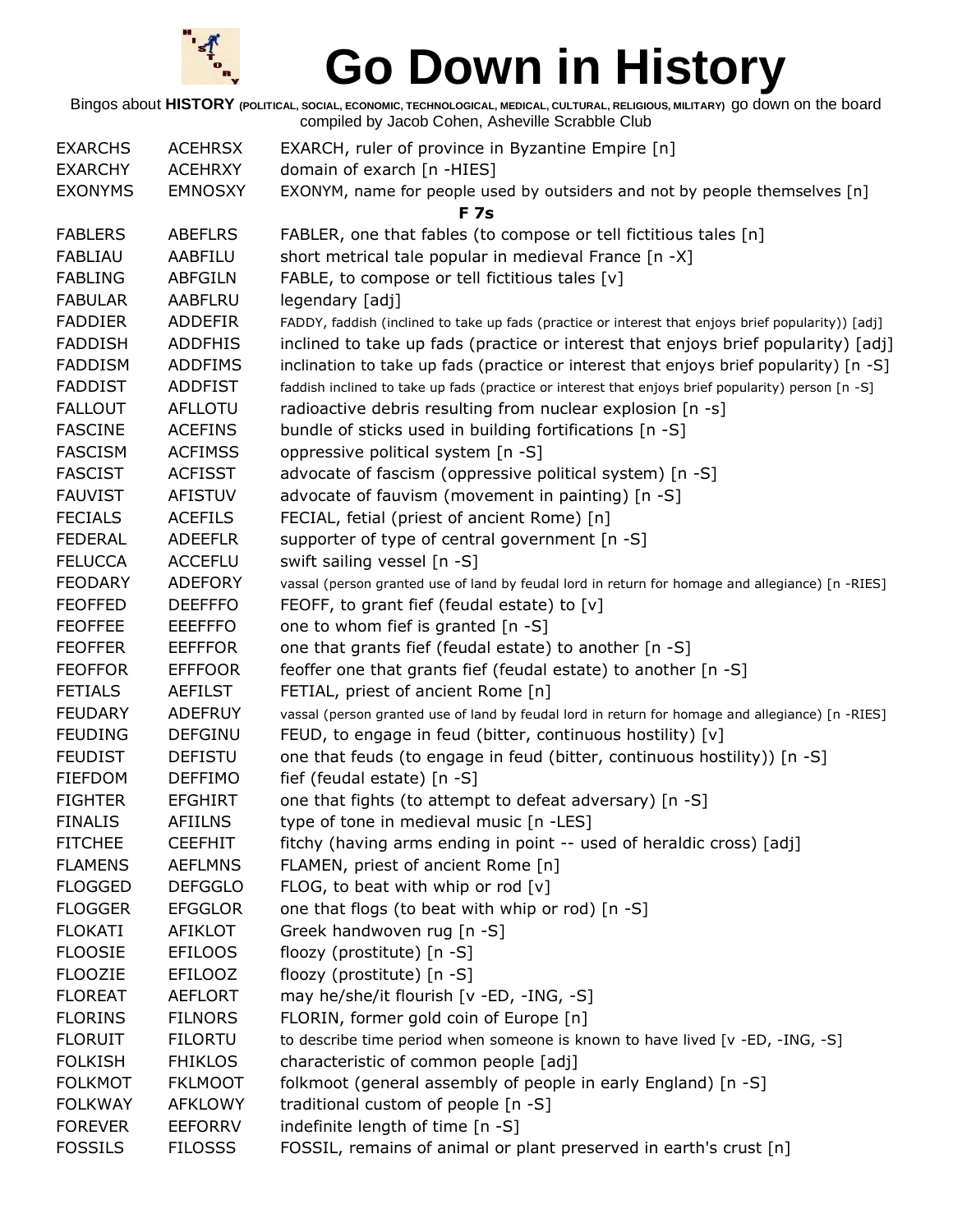# Go Down in History

Bingos about **HISTORY** (POLITICAL, SOCIAL, ECONOMIC, TECHNOLOGICAL, MEDICAL, CULTURAL, RELIGIOUS, MILITARY) go down on the board compiled by Jacob Cohen, Asheville Scrabble Club

| | | |
|---|---|---|
| EXARCHS | ACEHRSX | EXARCH, ruler of province in Byzantine Empire [n] |
| EXARCHY | ACEHRXY | domain of exarch [n -HIES] |
| EXONYMS | EMNOSXY | EXONYM, name for people used by outsiders and not by people themselves [n] |

**F 7s**

| | | |
|---|---|---|
| FABLERS | ABEFLRS | FABLER, one that fables (to compose or tell fictitious tales [n] |
| FABLIAU | AABFILU | short metrical tale popular in medieval France [n -X] |
| FABLING | ABFGILN | FABLE, to compose or tell fictitious tales [v] |
| FABULAR | AABFLRU | legendary [adj] |
| FADDIER | ADDEFIR | FADDY, faddish (inclined to take up fads (practice or interest that enjoys brief popularity)) [adj] |
| FADDISH | ADDFHIS | inclined to take up fads (practice or interest that enjoys brief popularity) [adj] |
| FADDISM | ADDFIMS | inclination to take up fads (practice or interest that enjoys brief popularity) [n -S] |
| FADDIST | ADDFIST | faddish inclined to take up fads (practice or interest that enjoys brief popularity) person [n -S] |
| FALLOUT | AFLLOTU | radioactive debris resulting from nuclear explosion [n -s] |
| FASCINE | ACEFINS | bundle of sticks used in building fortifications [n -S] |
| FASCISM | ACFIMSS | oppressive political system [n -S] |
| FASCIST | ACFISST | advocate of fascism (oppressive political system) [n -S] |
| FAUVIST | AFISTUV | advocate of fauvism (movement in painting) [n -S] |
| FECIALS | ACEFILS | FECIAL, fetial (priest of ancient Rome) [n] |
| FEDERAL | ADEEFLR | supporter of type of central government [n -S] |
| FELUCCA | ACCEFLU | swift sailing vessel [n -S] |
| FEODARY | ADEFORY | vassal (person granted use of land by feudal lord in return for homage and allegiance) [n -RIES] |
| FEOFFED | DEEFFFO | FEOFF, to grant fief (feudal estate) to [v] |
| FEOFFEE | EEEFFFO | one to whom fief is granted [n -S] |
| FEOFFER | EEFFFOR | one that grants fief (feudal estate) to another [n -S] |
| FEOFFOR | EFFFOOR | feoffer one that grants fief (feudal estate) to another [n -S] |
| FETIALS | AEFILST | FETIAL, priest of ancient Rome [n] |
| FEUDARY | ADEFRUY | vassal (person granted use of land by feudal lord in return for homage and allegiance) [n -RIES] |
| FEUDING | DEFGINU | FEUD, to engage in feud (bitter, continuous hostility) [v] |
| FEUDIST | DEFISTU | one that feuds (to engage in feud (bitter, continuous hostility)) [n -S] |
| FIEFDOM | DEFFIMO | fief (feudal estate) [n -S] |
| FIGHTER | EFGHIRT | one that fights (to attempt to defeat adversary) [n -S] |
| FINALIS | AFIILNS | type of tone in medieval music [n -LES] |
| FITCHEE | CEEFHIT | fitchy (having arms ending in point -- used of heraldic cross) [adj] |
| FLAMENS | AEFLMNS | FLAMEN, priest of ancient Rome [n] |
| FLOGGED | DEFGGLO | FLOG, to beat with whip or rod [v] |
| FLOGGER | EFGGLOR | one that flogs (to beat with whip or rod) [n -S] |
| FLOKATI | AFIKLOT | Greek handwoven rug [n -S] |
| FLOOSIE | EFILOOS | floozy (prostitute) [n -S] |
| FLOOZIE | EFILOOZ | floozy (prostitute) [n -S] |
| FLOREAT | AEFLORT | may he/she/it flourish [v -ED, -ING, -S] |
| FLORINS | FILNORS | FLORIN, former gold coin of Europe [n] |
| FLORUIT | FILORTU | to describe time period when someone is known to have lived [v -ED, -ING, -S] |
| FOLKISH | FHIKLOS | characteristic of common people [adj] |
| FOLKMOT | FKLMOOT | folkmoot (general assembly of people in early England) [n -S] |
| FOLKWAY | AFKLOWY | traditional custom of people [n -S] |
| FOREVER | EEFORRV | indefinite length of time [n -S] |
| FOSSILS | FILOSSS | FOSSIL, remains of animal or plant preserved in earth's crust [n] |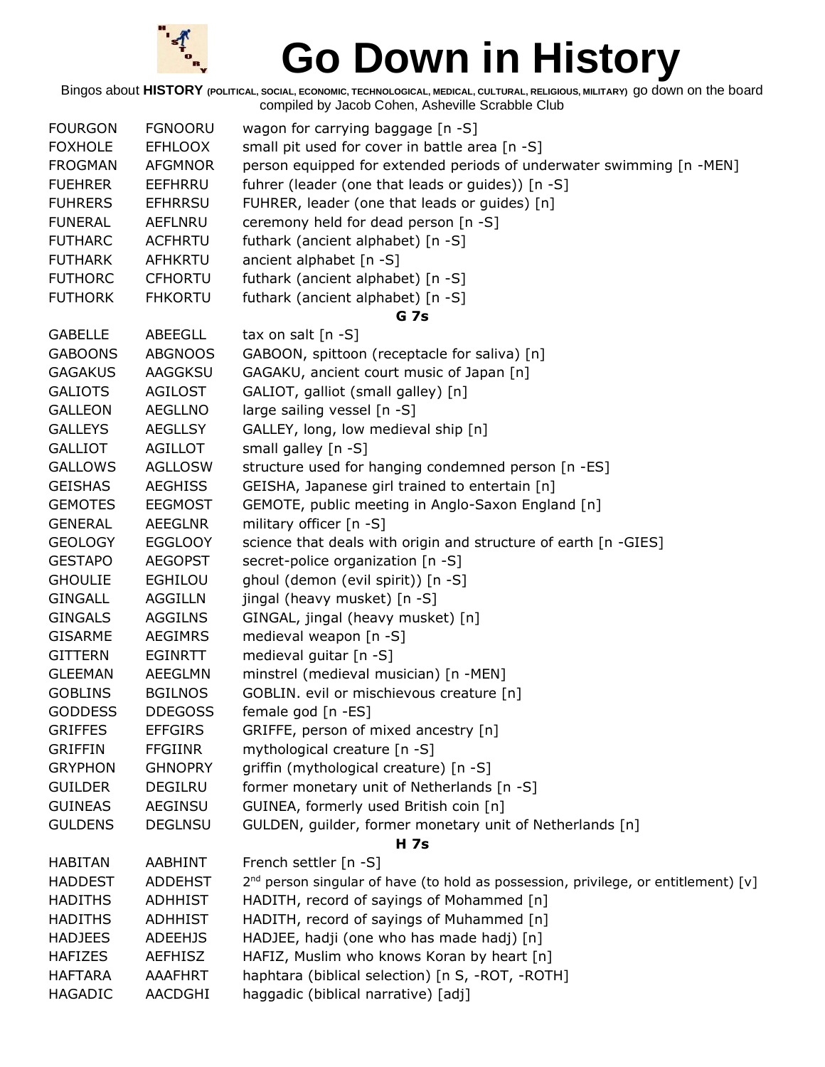# Go Down in History

Bingos about **HISTORY** (POLITICAL, SOCIAL, ECONOMIC, TECHNOLOGICAL, MEDICAL, CULTURAL, RELIGIOUS, MILITARY) go down on the board
compiled by Jacob Cohen, Asheville Scrabble Club

| | | |
|---|---|---|
| FOURGON | FGNOORU | wagon for carrying baggage [n -S] |
| FOXHOLE | EFHLOOX | small pit used for cover in battle area [n -S] |
| FROGMAN | AFGMNOR | person equipped for extended periods of underwater swimming [n -MEN] |
| FUEHRER | EEFHRRU | fuhrer (leader (one that leads or guides)) [n -S] |
| FUHRERS | EFHRRSU | FUHRER, leader (one that leads or guides) [n] |
| FUNERAL | AEFLNRU | ceremony held for dead person [n -S] |
| FUTHARC | ACFHRTU | futhark (ancient alphabet) [n -S] |
| FUTHARK | AFHKRTU | ancient alphabet [n -S] |
| FUTHORC | CFHORTU | futhark (ancient alphabet) [n -S] |
| FUTHORK | FHKORTU | futhark (ancient alphabet) [n -S] |
| | | **G 7s** |
| GABELLE | ABEEGLL | tax on salt [n -S] |
| GABOONS | ABGNOOS | GABOON, spittoon (receptacle for saliva) [n] |
| GAGAKUS | AAGGKSU | GAGAKU, ancient court music of Japan [n] |
| GALIOTS | AGILOST | GALIOT, galliot (small galley) [n] |
| GALLEON | AEGLLNO | large sailing vessel [n -S] |
| GALLEYS | AEGLLSY | GALLEY, long, low medieval ship [n] |
| GALLIOT | AGILLOT | small galley [n -S] |
| GALLOWS | AGLLOSW | structure used for hanging condemned person [n -ES] |
| GEISHAS | AEGHISS | GEISHA, Japanese girl trained to entertain [n] |
| GEMOTES | EEGMOST | GEMOTE, public meeting in Anglo-Saxon England [n] |
| GENERAL | AEEGLNR | military officer [n -S] |
| GEOLOGY | EGGLOOY | science that deals with origin and structure of earth [n -GIES] |
| GESTAPO | AEGOPST | secret-police organization [n -S] |
| GHOULIE | EGHILOU | ghoul (demon (evil spirit)) [n -S] |
| GINGALL | AGGILLN | jingal (heavy musket) [n -S] |
| GINGALS | AGGILNS | GINGAL, jingal (heavy musket) [n] |
| GISARME | AEGIMRS | medieval weapon [n -S] |
| GITTERN | EGINRTT | medieval guitar [n -S] |
| GLEEMAN | AEEGLMN | minstrel (medieval musician) [n -MEN] |
| GOBLINS | BGILNOS | GOBLIN. evil or mischievous creature [n] |
| GODDESS | DDEGOSS | female god [n -ES] |
| GRIFFES | EFFGIRS | GRIFFE, person of mixed ancestry [n] |
| GRIFFIN | FFGIINR | mythological creature [n -S] |
| GRYPHON | GHNOPRY | griffin (mythological creature) [n -S] |
| GUILDER | DEGILRU | former monetary unit of Netherlands [n -S] |
| GUINEAS | AEGINSU | GUINEA, formerly used British coin [n] |
| GULDENS | DEGLNSU | GULDEN, guilder, former monetary unit of Netherlands [n] |
| | | **H 7s** |
| HABITAN | AABHINT | French settler [n -S] |
| HADDEST | ADDEHST | 2nd person singular of have (to hold as possession, privilege, or entitlement) [v] |
| HADITHS | ADHHIST | HADITH, record of sayings of Mohammed [n] |
| HADITHS | ADHHIST | HADITH, record of sayings of Muhammed [n] |
| HADJEES | ADEEHJS | HADJEE, hadji (one who has made hadj) [n] |
| HAFIZES | AEFHISZ | HAFIZ, Muslim who knows Koran by heart [n] |
| HAFTARA | AAAFHRT | haphtara (biblical selection) [n S, -ROT, -ROTH] |
| HAGADIC | AACDGHI | haggadic (biblical narrative) [adj] |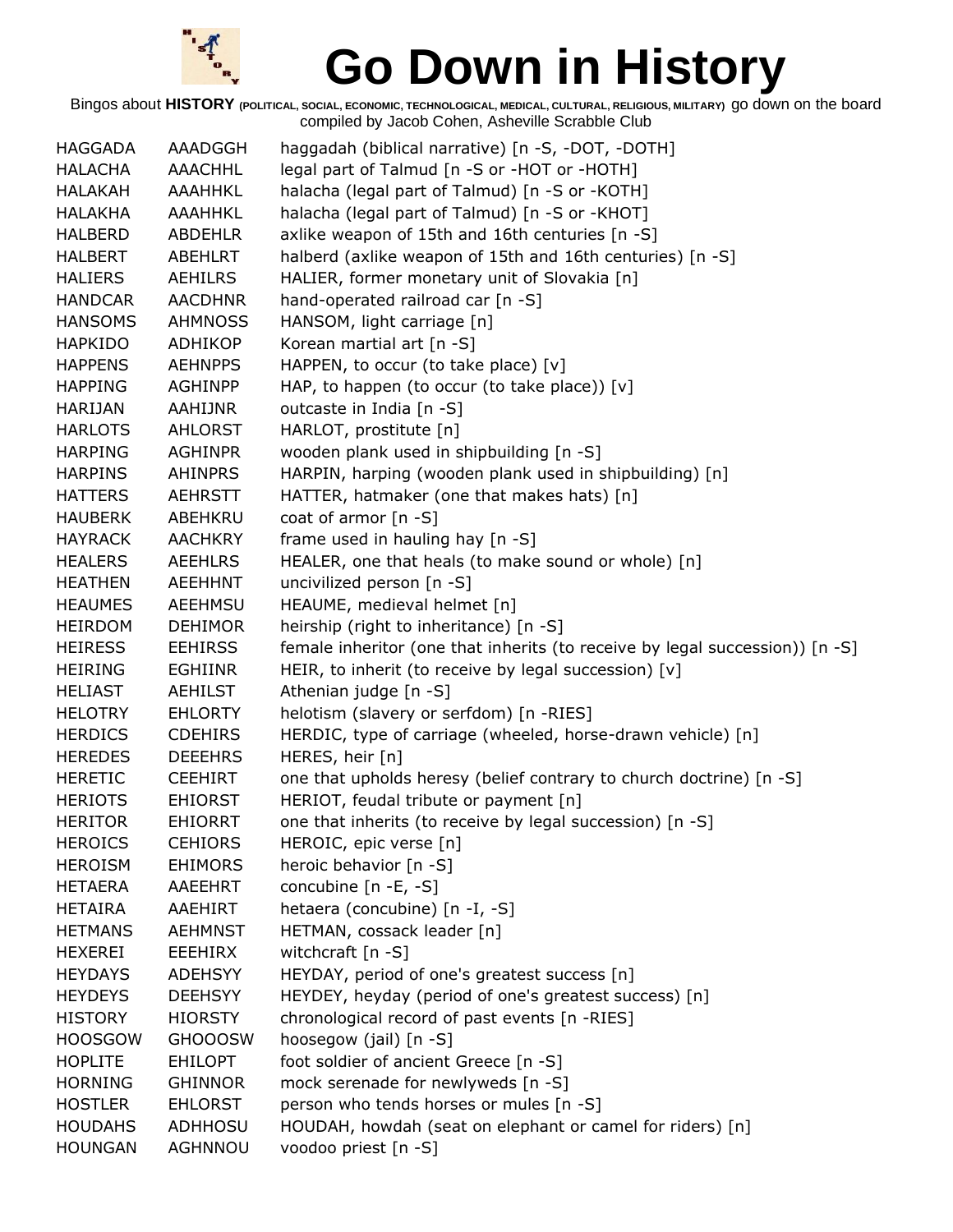# Go Down in History

Bingos about **HISTORY** (POLITICAL, SOCIAL, ECONOMIC, TECHNOLOGICAL, MEDICAL, CULTURAL, RELIGIOUS, MILITARY) go down on the board compiled by Jacob Cohen, Asheville Scrabble Club

| | | |
|---|---|---|
| HAGGADA | AAADGGH | haggadah (biblical narrative) [n -S, -DOT, -DOTH] |
| HALACHA | AAACHHL | legal part of Talmud [n -S or -HOT or -HOTH] |
| HALAKAH | AAAHHKL | halacha (legal part of Talmud) [n -S or -KOTH] |
| HALAKHA | AAAHHKL | halacha (legal part of Talmud) [n -S or -KHOT] |
| HALBERD | ABDEHLR | axlike weapon of 15th and 16th centuries [n -S] |
| HALBERT | ABEHLRT | halberd (axlike weapon of 15th and 16th centuries) [n -S] |
| HALIERS | AEHILRS | HALIER, former monetary unit of Slovakia [n] |
| HANDCAR | AACDHNR | hand-operated railroad car [n -S] |
| HANSOMS | AHMNOSS | HANSOM, light carriage [n] |
| HAPKIDO | ADHIKOP | Korean martial art [n -S] |
| HAPPENS | AEHNPPS | HAPPEN, to occur (to take place) [v] |
| HAPPING | AGHINPP | HAP, to happen (to occur (to take place)) [v] |
| HARIJAN | AAHIJNR | outcaste in India [n -S] |
| HARLOTS | AHLORST | HARLOT, prostitute [n] |
| HARPING | AGHINPR | wooden plank used in shipbuilding [n -S] |
| HARPINS | AHINPRS | HARPIN, harping (wooden plank used in shipbuilding) [n] |
| HATTERS | AEHRSTT | HATTER, hatmaker (one that makes hats) [n] |
| HAUBERK | ABEHKRU | coat of armor [n -S] |
| HAYRACK | AACHKRY | frame used in hauling hay [n -S] |
| HEALERS | AEEHLRS | HEALER, one that heals (to make sound or whole) [n] |
| HEATHEN | AEEHHNT | uncivilized person [n -S] |
| HEAUMES | AEEHMSU | HEAUME, medieval helmet [n] |
| HEIRDOM | DEHIMOR | heirship (right to inheritance) [n -S] |
| HEIRESS | EEHIRSS | female inheritor (one that inherits (to receive by legal succession)) [n -S] |
| HEIRING | EGHIINR | HEIR, to inherit (to receive by legal succession) [v] |
| HELIAST | AEHILST | Athenian judge [n -S] |
| HELOTRY | EHLORTY | helotism (slavery or serfdom) [n -RIES] |
| HERDICS | CDEHIRS | HERDIC, type of carriage (wheeled, horse-drawn vehicle) [n] |
| HEREDES | DEEEHRS | HERES, heir [n] |
| HERETIC | CEEHIRT | one that upholds heresy (belief contrary to church doctrine) [n -S] |
| HERIOTS | EHIORST | HERIOT, feudal tribute or payment [n] |
| HERITOR | EHIORRT | one that inherits (to receive by legal succession) [n -S] |
| HEROICS | CEHIORS | HEROIC, epic verse [n] |
| HEROISM | EHIMORS | heroic behavior [n -S] |
| HETAERA | AAEEHRT | concubine [n -E, -S] |
| HETAIRA | AAEHIRT | hetaera (concubine) [n -I, -S] |
| HETMANS | AEHMNST | HETMAN, cossack leader [n] |
| HEXEREI | EEEHIRX | witchcraft [n -S] |
| HEYDAYS | ADEHSYY | HEYDAY, period of one's greatest success [n] |
| HEYDEYS | DEEHSYY | HEYDEY, heyday (period of one's greatest success) [n] |
| HISTORY | HIORSTY | chronological record of past events [n -RIES] |
| HOOSGOW | GHOOOSW | hoosegow (jail) [n -S] |
| HOPLITE | EHILOPT | foot soldier of ancient Greece [n -S] |
| HORNING | GHINNOR | mock serenade for newlyweds [n -S] |
| HOSTLER | EHLORST | person who tends horses or mules [n -S] |
| HOUDAHS | ADHHOSU | HOUDAH, howdah (seat on elephant or camel for riders) [n] |
| HOUNGAN | AGHNNOU | voodoo priest [n -S] |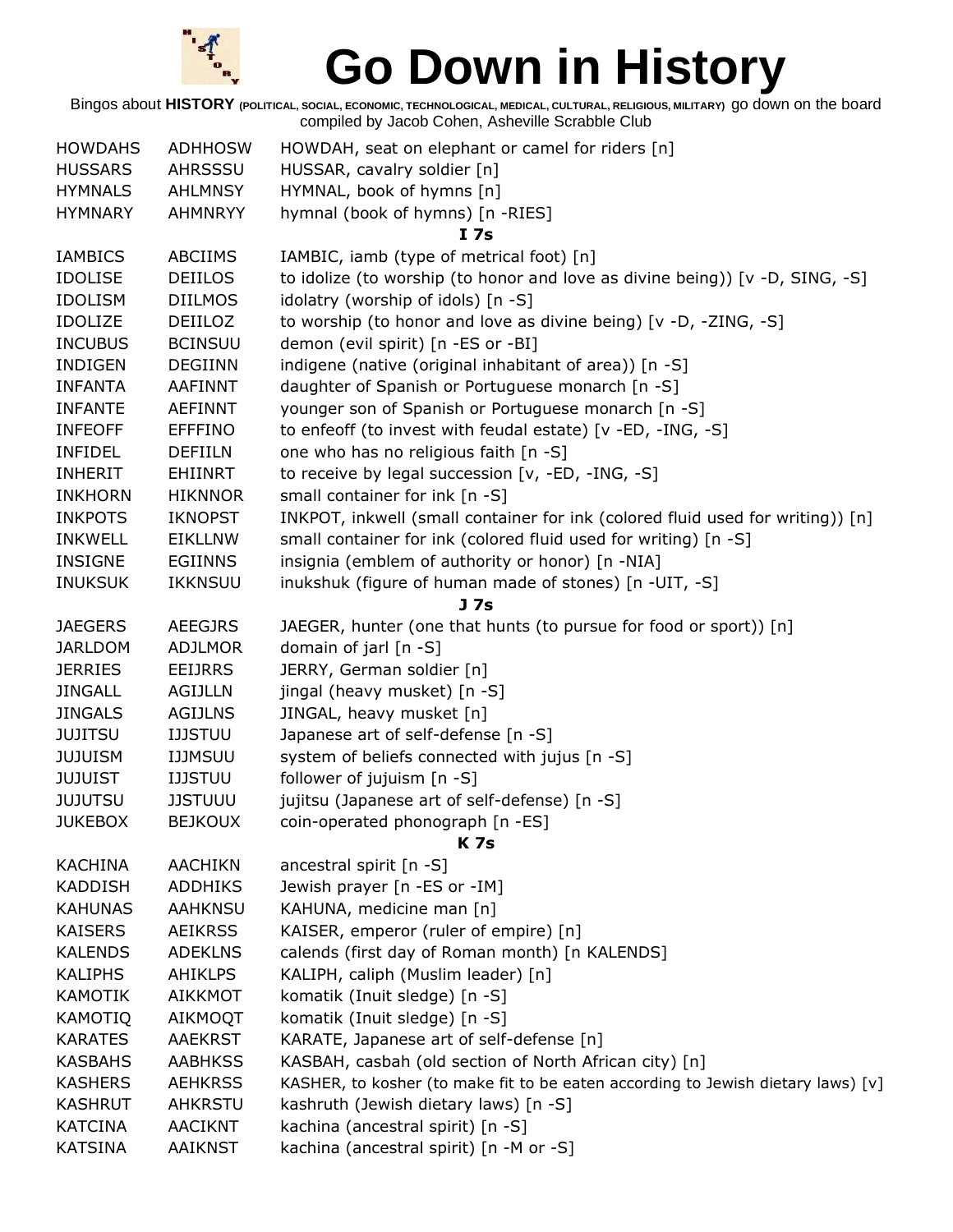# Go Down in History

Bingos about **HISTORY** (POLITICAL, SOCIAL, ECONOMIC, TECHNOLOGICAL, MEDICAL, CULTURAL, RELIGIOUS, MILITARY) go down on the board compiled by Jacob Cohen, Asheville Scrabble Club

| | | |
|---|---|---|
| HOWDAHS | ADHHOSW | HOWDAH, seat on elephant or camel for riders [n] |
| HUSSARS | AHRSSSU | HUSSAR, cavalry soldier [n] |
| HYMNALS | AHLMNSY | HYMNAL, book of hymns [n] |
| HYMNARY | AHMNRYY | hymnal (book of hymns) [n -RIES] |
| | | **I 7s** |
| IAMBICS | ABCIIMS | IAMBIC, iamb (type of metrical foot) [n] |
| IDOLISE | DEIILOS | to idolize (to worship (to honor and love as divine being)) [v -D, SING, -S] |
| IDOLISM | DIILMOS | idolatry (worship of idols) [n -S] |
| IDOLIZE | DEIILOZ | to worship (to honor and love as divine being) [v -D, -ZING, -S] |
| INCUBUS | BCINSUU | demon (evil spirit) [n -ES or -BI] |
| INDIGEN | DEGIINN | indigene (native (original inhabitant of area)) [n -S] |
| INFANTA | AAFINNT | daughter of Spanish or Portuguese monarch [n -S] |
| INFANTE | AEFINNT | younger son of Spanish or Portuguese monarch [n -S] |
| INFEOFF | EFFFINO | to enfeoff (to invest with feudal estate) [v -ED, -ING, -S] |
| INFIDEL | DEFIILN | one who has no religious faith [n -S] |
| INHERIT | EHIINRT | to receive by legal succession [v, -ED, -ING, -S] |
| INKHORN | HIKNNOR | small container for ink [n -S] |
| INKPOTS | IKNOPST | INKPOT, inkwell (small container for ink (colored fluid used for writing)) [n] |
| INKWELL | EIKLLNW | small container for ink (colored fluid used for writing) [n -S] |
| INSIGNE | EGIINNS | insignia (emblem of authority or honor) [n -NIA] |
| INUKSUK | IKKNSUU | inukshuk (figure of human made of stones) [n -UIT, -S] |
| | | **J 7s** |
| JAEGERS | AEEGJRS | JAEGER, hunter (one that hunts (to pursue for food or sport)) [n] |
| JARLDOM | ADJLMOR | domain of jarl [n -S] |
| JERRIES | EEIJRRS | JERRY, German soldier [n] |
| JINGALL | AGIJLLN | jingal (heavy musket) [n -S] |
| JINGALS | AGIJLNS | JINGAL, heavy musket [n] |
| JUJITSU | IJJSTUU | Japanese art of self-defense [n -S] |
| JUJUISM | IJJMSUU | system of beliefs connected with jujus [n -S] |
| JUJUIST | IJJSTUU | follower of jujuism [n -S] |
| JUJUTSU | JJSTUUU | jujitsu (Japanese art of self-defense) [n -S] |
| JUKEBOX | BEJKOUX | coin-operated phonograph [n -ES] |
| | | **K 7s** |
| KACHINA | AACHIKN | ancestral spirit [n -S] |
| KADDISH | ADDHIKS | Jewish prayer [n -ES or -IM] |
| KAHUNAS | AAHKNSU | KAHUNA, medicine man [n] |
| KAISERS | AEIKRSS | KAISER, emperor (ruler of empire) [n] |
| KALENDS | ADEKLNS | calends (first day of Roman month) [n KALENDS] |
| KALIPHS | AHIKLPS | KALIPH, caliph (Muslim leader) [n] |
| KAMOTIK | AIKKMOT | komatik (Inuit sledge) [n -S] |
| KAMOTIQ | AIKMOQT | komatik (Inuit sledge) [n -S] |
| KARATES | AAEKRST | KARATE, Japanese art of self-defense [n] |
| KASBAHS | AABHKSS | KASBAH, casbah (old section of North African city) [n] |
| KASHERS | AEHKRSS | KASHER, to kosher (to make fit to be eaten according to Jewish dietary laws) [v] |
| KASHRUT | AHKRSTU | kashruth (Jewish dietary laws) [n -S] |
| KATCINA | AACIKNT | kachina (ancestral spirit) [n -S] |
| KATSINA | AAIKNST | kachina (ancestral spirit) [n -M or -S] |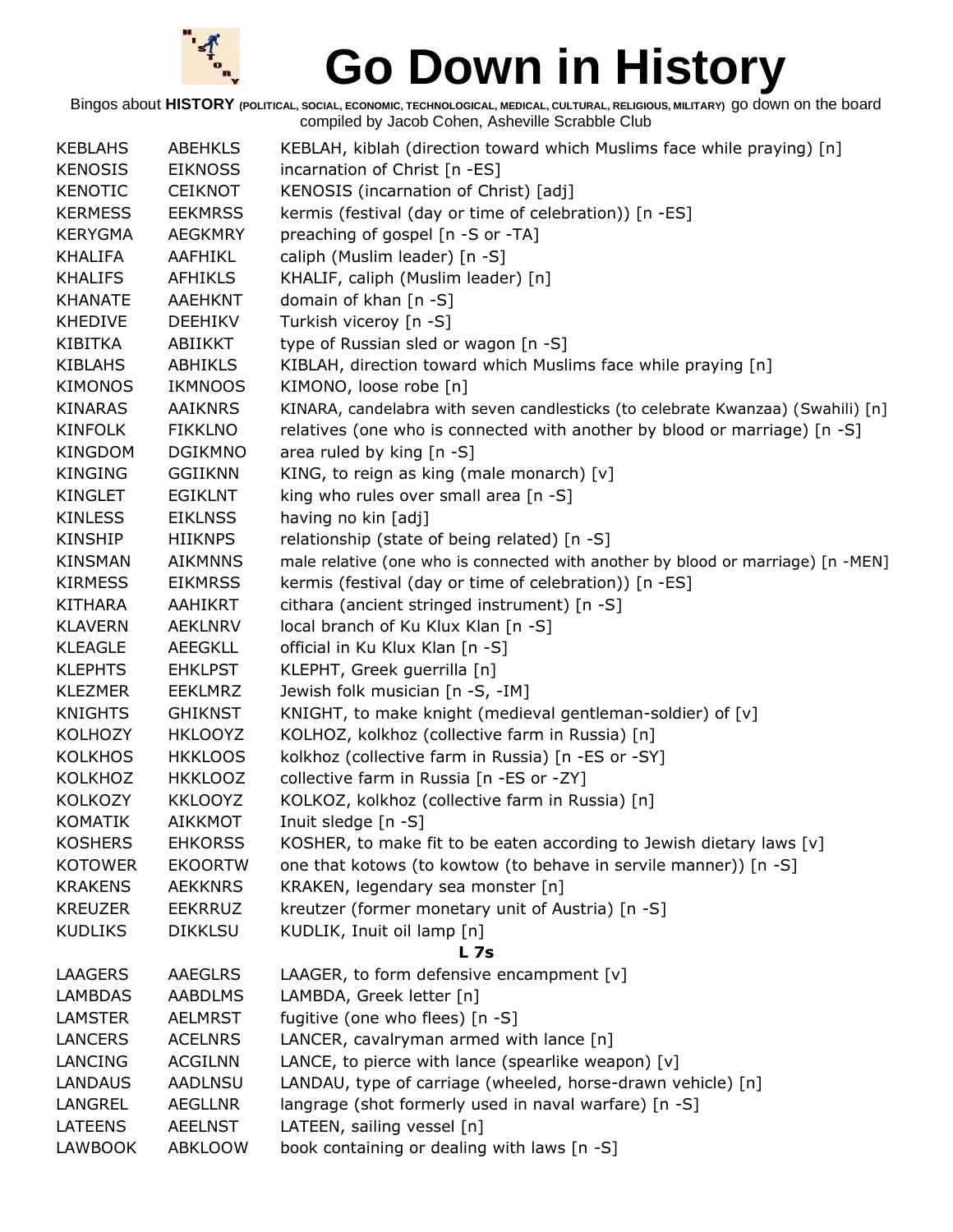# Go Down in History

Bingos about **HISTORY** (POLITICAL, SOCIAL, ECONOMIC, TECHNOLOGICAL, MEDICAL, CULTURAL, RELIGIOUS, MILITARY) go down on the board
compiled by Jacob Cohen, Asheville Scrabble Club

| | | |
|---|---|---|
| KEBLAHS | ABEHKLS | KEBLAH, kiblah (direction toward which Muslims face while praying) [n] |
| KENOSIS | EIKNOSS | incarnation of Christ [n -ES] |
| KENOTIC | CEIKNOT | KENOSIS (incarnation of Christ) [adj] |
| KERMESS | EEKMRSS | kermis (festival (day or time of celebration)) [n -ES] |
| KERYGMA | AEGKMRY | preaching of gospel [n -S or -TA] |
| KHALIFA | AAFHIKL | caliph (Muslim leader) [n -S] |
| KHALIFS | AFHIKLS | KHALIF, caliph (Muslim leader) [n] |
| KHANATE | AAEHKNT | domain of khan [n -S] |
| KHEDIVE | DEEHIKV | Turkish viceroy [n -S] |
| KIBITKA | ABIIKKT | type of Russian sled or wagon [n -S] |
| KIBLAHS | ABHIKLS | KIBLAH, direction toward which Muslims face while praying [n] |
| KIMONOS | IKMNOOS | KIMONO, loose robe [n] |
| KINARAS | AAIKNRS | KINARA, candelabra with seven candlesticks (to celebrate Kwanzaa) (Swahili) [n] |
| KINFOLK | FIKKLNO | relatives (one who is connected with another by blood or marriage) [n -S] |
| KINGDOM | DGIKMNO | area ruled by king [n -S] |
| KINGING | GGIIKNN | KING, to reign as king (male monarch) [v] |
| KINGLET | EGIKLNT | king who rules over small area [n -S] |
| KINLESS | EIKLNSS | having no kin [adj] |
| KINSHIP | HIIKNPS | relationship (state of being related) [n -S] |
| KINSMAN | AIKMNNS | male relative (one who is connected with another by blood or marriage) [n -MEN] |
| KIRMESS | EIKMRSS | kermis (festival (day or time of celebration)) [n -ES] |
| KITHARA | AAHIKRT | cithara (ancient stringed instrument) [n -S] |
| KLAVERN | AEKLNRV | local branch of Ku Klux Klan [n -S] |
| KLEAGLE | AEEGKLL | official in Ku Klux Klan [n -S] |
| KLEPHTS | EHKLPST | KLEPHT, Greek guerrilla [n] |
| KLEZMER | EEKLMRZ | Jewish folk musician [n -S, -IM] |
| KNIGHTS | GHIKNST | KNIGHT, to make knight (medieval gentleman-soldier) of [v] |
| KOLHOZY | HKLOOYZ | KOLHOZ, kolkhoz (collective farm in Russia) [n] |
| KOLKHOS | HKKLOOS | kolkhoz (collective farm in Russia) [n -ES or -SY] |
| KOLKHOZ | HKKLOOZ | collective farm in Russia [n -ES or -ZY] |
| KOLKOZY | KKLOOYZ | KOLKOZ, kolkhoz (collective farm in Russia) [n] |
| KOMATIK | AIKKMOT | Inuit sledge [n -S] |
| KOSHERS | EHKORSS | KOSHER, to make fit to be eaten according to Jewish dietary laws [v] |
| KOTOWER | EKOORTW | one that kotows (to kowtow (to behave in servile manner)) [n -S] |
| KRAKENS | AEKKNRS | KRAKEN, legendary sea monster [n] |
| KREUZER | EEKRRUZ | kreutzer (former monetary unit of Austria) [n -S] |
| KUDLIKS | DIKKLSU | KUDLIK, Inuit oil lamp [n] |
| | | **L 7s** |
| LAAGERS | AAEGLRS | LAAGER, to form defensive encampment [v] |
| LAMBDAS | AABDLMS | LAMBDA, Greek letter [n] |
| LAMSTER | AELMRST | fugitive (one who flees) [n -S] |
| LANCERS | ACELNRS | LANCER, cavalryman armed with lance [n] |
| LANCING | ACGILNN | LANCE, to pierce with lance (spearlike weapon) [v] |
| LANDAUS | AADLNSU | LANDAU, type of carriage (wheeled, horse-drawn vehicle) [n] |
| LANGREL | AEGLLNR | langrage (shot formerly used in naval warfare) [n -S] |
| LATEENS | AEELNST | LATEEN, sailing vessel [n] |
| LAWBOOK | ABKLOOW | book containing or dealing with laws [n -S] |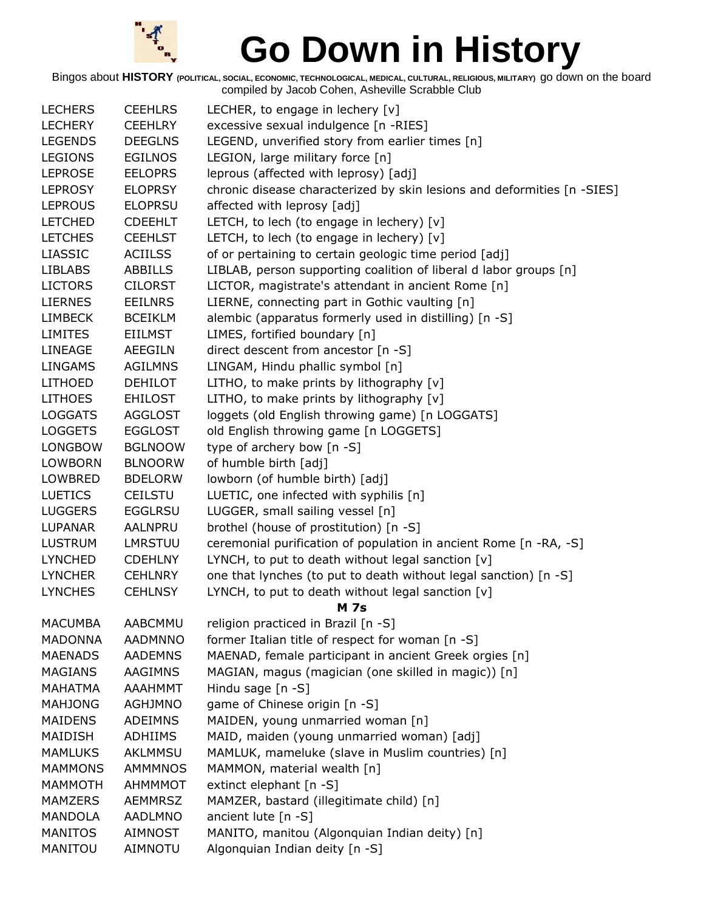# Go Down in History

Bingos about **HISTORY** (POLITICAL, SOCIAL, ECONOMIC, TECHNOLOGICAL, MEDICAL, CULTURAL, RELIGIOUS, MILITARY) go down on the board
compiled by Jacob Cohen, Asheville Scrabble Club

| | | |
|---|---|---|
| LECHERS | CEEHLRS | LECHER, to engage in lechery [v] |
| LECHERY | CEEHLRY | excessive sexual indulgence [n -RIES] |
| LEGENDS | DEEGLNS | LEGEND, unverified story from earlier times [n] |
| LEGIONS | EGILNOS | LEGION, large military force [n] |
| LEPROSE | EELOPRS | leprous (affected with leprosy) [adj] |
| LEPROSY | ELOPRSY | chronic disease characterized by skin lesions and deformities [n -SIES] |
| LEPROUS | ELOPRSU | affected with leprosy [adj] |
| LETCHED | CDEEHLT | LETCH, to lech (to engage in lechery) [v] |
| LETCHES | CEEHLST | LETCH, to lech (to engage in lechery) [v] |
| LIASSIC | ACIILSS | of or pertaining to certain geologic time period [adj] |
| LIBLABS | ABBILLS | LIBLAB, person supporting coalition of liberal d labor groups [n] |
| LICTORS | CILORST | LICTOR, magistrate's attendant in ancient Rome [n] |
| LIERNES | EEILNRS | LIERNE, connecting part in Gothic vaulting [n] |
| LIMBECK | BCEIKLM | alembic (apparatus formerly used in distilling) [n -S] |
| LIMITES | EIILMST | LIMES, fortified boundary [n] |
| LINEAGE | AEEGILN | direct descent from ancestor [n -S] |
| LINGAMS | AGILMNS | LINGAM, Hindu phallic symbol [n] |
| LITHOED | DEHILOT | LITHO, to make prints by lithography [v] |
| LITHOES | EHILOST | LITHO, to make prints by lithography [v] |
| LOGGATS | AGGLOST | loggets (old English throwing game) [n LOGGATS] |
| LOGGETS | EGGLOST | old English throwing game [n LOGGETS] |
| LONGBOW | BGLNOOW | type of archery bow [n -S] |
| LOWBORN | BLNOORW | of humble birth [adj] |
| LOWBRED | BDELORW | lowborn (of humble birth) [adj] |
| LUETICS | CEILSTU | LUETIC, one infected with syphilis [n] |
| LUGGERS | EGGLRSU | LUGGER, small sailing vessel [n] |
| LUPANAR | AALNPRU | brothel (house of prostitution) [n -S] |
| LUSTRUM | LMRSTUU | ceremonial purification of population in ancient Rome [n -RA, -S] |
| LYNCHED | CDEHLNY | LYNCH, to put to death without legal sanction [v] |
| LYNCHER | CEHLNRY | one that lynches (to put to death without legal sanction) [n -S] |
| LYNCHES | CEHLNSY | LYNCH, to put to death without legal sanction [v] |

**M 7s**

| | | |
|---|---|---|
| MACUMBA | AABCMMU | religion practiced in Brazil [n -S] |
| MADONNA | AADMNNO | former Italian title of respect for woman [n -S] |
| MAENADS | AADEMNS | MAENAD, female participant in ancient Greek orgies [n] |
| MAGIANS | AAGIMNS | MAGIAN, magus (magician (one skilled in magic)) [n] |
| MAHATMA | AAAHMMT | Hindu sage [n -S] |
| MAHJONG | AGHJMNO | game of Chinese origin [n -S] |
| MAIDENS | ADEIMNS | MAIDEN, young unmarried woman [n] |
| MAIDISH | ADHIIMS | MAID, maiden (young unmarried woman) [adj] |
| MAMLUKS | AKLMMSU | MAMLUK, mameluke (slave in Muslim countries) [n] |
| MAMMONS | AMMMNOS | MAMMON, material wealth [n] |
| MAMMOTH | AHMMMOT | extinct elephant [n -S] |
| MAMZERS | AEMMRSZ | MAMZER, bastard (illegitimate child) [n] |
| MANDOLA | AADLMNO | ancient lute [n -S] |
| MANITOS | AIMNOST | MANITO, manitou (Algonquian Indian deity) [n] |
| MANITOU | AIMNOTU | Algonquian Indian deity [n -S] |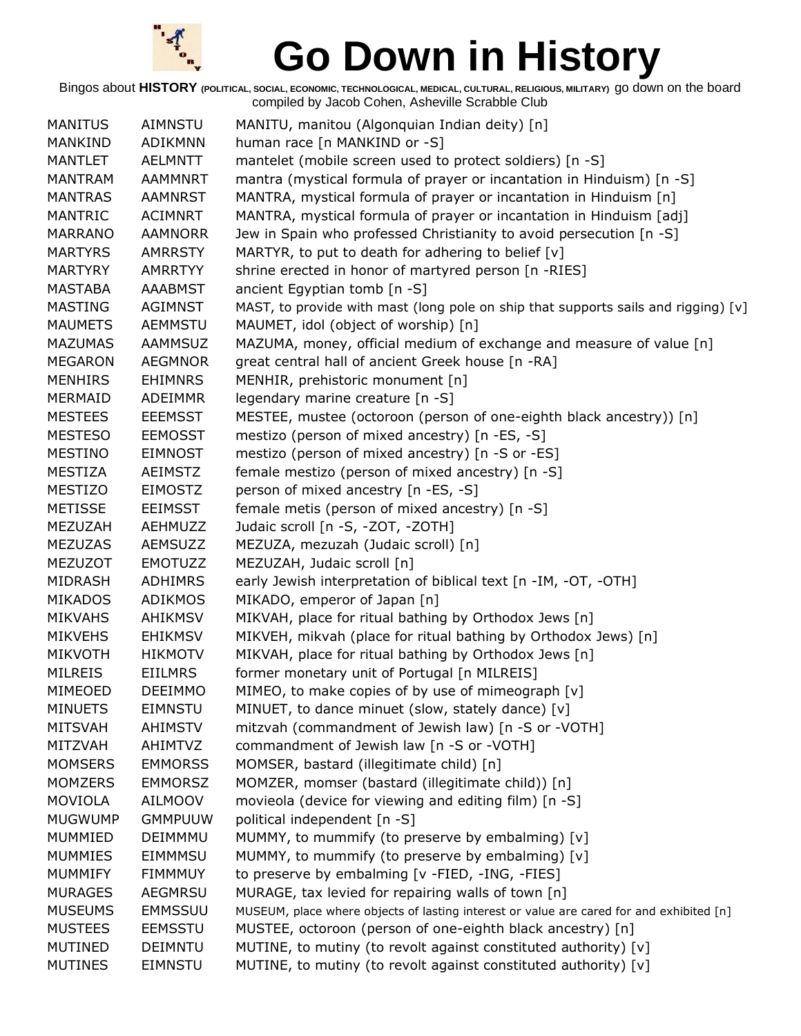# Go Down in History

Bingos about **HISTORY** (POLITICAL, SOCIAL, ECONOMIC, TECHNOLOGICAL, MEDICAL, CULTURAL, RELIGIOUS, MILITARY) go down on the board compiled by Jacob Cohen, Asheville Scrabble Club

| | | |
|---|---|---|
| MANITUS | AIMNSTU | MANITU, manitou (Algonquian Indian deity) [n] |
| MANKIND | ADIKMNN | human race [n MANKIND or -S] |
| MANTLET | AELMNTT | mantelet (mobile screen used to protect soldiers) [n -S] |
| MANTRAM | AAMMNRT | mantra (mystical formula of prayer or incantation in Hinduism) [n -S] |
| MANTRAS | AAMNRST | MANTRA, mystical formula of prayer or incantation in Hinduism [n] |
| MANTRIC | ACIMNRT | MANTRA, mystical formula of prayer or incantation in Hinduism [adj] |
| MARRANO | AAMNORR | Jew in Spain who professed Christianity to avoid persecution [n -S] |
| MARTYRS | AMRRSTY | MARTYR, to put to death for adhering to belief [v] |
| MARTYRY | AMRRTYY | shrine erected in honor of martyred person [n -RIES] |
| MASTABA | AAABMST | ancient Egyptian tomb [n -S] |
| MASTING | AGIMNST | MAST, to provide with mast (long pole on ship that supports sails and rigging) [v] |
| MAUMETS | AEMMSTU | MAUMET, idol (object of worship) [n] |
| MAZUMAS | AAMMSUZ | MAZUMA, money, official medium of exchange and measure of value [n] |
| MEGARON | AEGMNOR | great central hall of ancient Greek house [n -RA] |
| MENHIRS | EHIMNRS | MENHIR, prehistoric monument [n] |
| MERMAID | ADEIMMR | legendary marine creature [n -S] |
| MESTEES | EEEMSST | MESTEE, mustee (octoroon (person of one-eighth black ancestry)) [n] |
| MESTESO | EEMOSST | mestizo (person of mixed ancestry) [n -ES, -S] |
| MESTINO | EIMNOST | mestizo (person of mixed ancestry) [n -S or -ES] |
| MESTIZA | AEIMSTZ | female mestizo (person of mixed ancestry) [n -S] |
| MESTIZO | EIMOSTZ | person of mixed ancestry [n -ES, -S] |
| METISSE | EEIMSST | female metis (person of mixed ancestry) [n -S] |
| MEZUZAH | AEHMUZZ | Judaic scroll [n -S, -ZOT, -ZOTH] |
| MEZUZAS | AEMSUZZ | MEZUZA, mezuzah (Judaic scroll) [n] |
| MEZUZOT | EMOTUZZ | MEZUZAH, Judaic scroll [n] |
| MIDRASH | ADHIMRS | early Jewish interpretation of biblical text [n -IM, -OT, -OTH] |
| MIKADOS | ADIKMOS | MIKADO, emperor of Japan [n] |
| MIKVAHS | AHIKMSV | MIKVAH, place for ritual bathing by Orthodox Jews [n] |
| MIKVEHS | EHIKMSV | MIKVEH, mikvah (place for ritual bathing by Orthodox Jews) [n] |
| MIKVOTH | HIKMOTV | MIKVAH, place for ritual bathing by Orthodox Jews [n] |
| MILREIS | EIILMRS | former monetary unit of Portugal [n MILREIS] |
| MIMEOED | DEEIMMO | MIMEO, to make copies of by use of mimeograph [v] |
| MINUETS | EIMNSTU | MINUET, to dance minuet (slow, stately dance) [v] |
| MITSVAH | AHIMSTV | mitzvah (commandment of Jewish law) [n -S or -VOTH] |
| MITZVAH | AHIMTVZ | commandment of Jewish law [n -S or -VOTH] |
| MOMSERS | EMMORSS | MOMSER, bastard (illegitimate child) [n] |
| MOMZERS | EMMORSZ | MOMZER, momser (bastard (illegitimate child)) [n] |
| MOVIOLA | AILMOOV | movieola (device for viewing and editing film) [n -S] |
| MUGWUMP | GMMPUUW | political independent [n -S] |
| MUMMIED | DEIMMMU | MUMMY, to mummify (to preserve by embalming) [v] |
| MUMMIES | EIMMMSU | MUMMY, to mummify (to preserve by embalming) [v] |
| MUMMIFY | FIMMMUY | to preserve by embalming [v -FIED, -ING, -FIES] |
| MURAGES | AEGMRSU | MURAGE, tax levied for repairing walls of town [n] |
| MUSEUMS | EMMSSUU | MUSEUM, place where objects of lasting interest or value are cared for and exhibited [n] |
| MUSTEES | EEMSSTU | MUSTEE, octoroon (person of one-eighth black ancestry) [n] |
| MUTINED | DEIMNTU | MUTINE, to mutiny (to revolt against constituted authority) [v] |
| MUTINES | EIMNSTU | MUTINE, to mutiny (to revolt against constituted authority) [v] |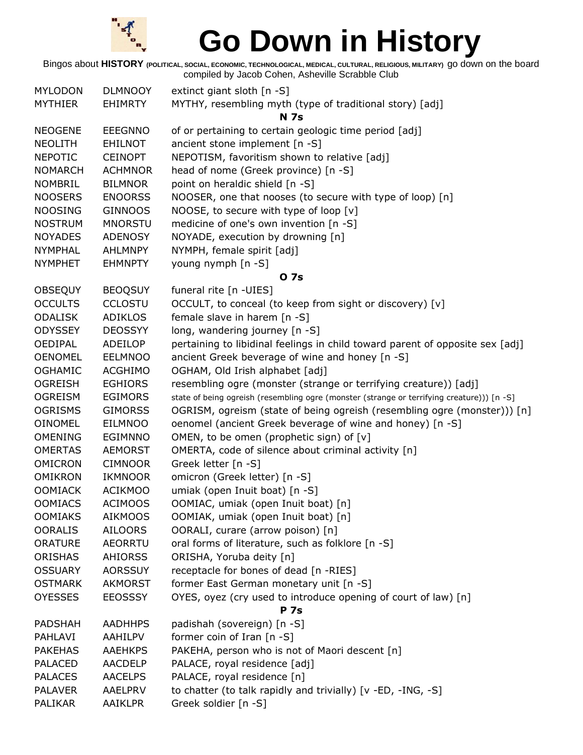# Go Down in History

Bingos about **HISTORY** (POLITICAL, SOCIAL, ECONOMIC, TECHNOLOGICAL, MEDICAL, CULTURAL, RELIGIOUS, MILITARY) go down on the board
compiled by Jacob Cohen, Asheville Scrabble Club

| | | |
|---|---|---|
| MYLODON | DLMNOOY | extinct giant sloth [n -S] |
| MYTHIER | EHIMRTY | MYTHY, resembling myth (type of traditional story) [adj] |
| | | **N 7s** |
| NEOGENE | EEEGNNO | of or pertaining to certain geologic time period [adj] |
| NEOLITH | EHILNOT | ancient stone implement [n -S] |
| NEPOTIC | CEINOPT | NEPOTISM, favoritism shown to relative [adj] |
| NOMARCH | ACHMNOR | head of nome (Greek province) [n -S] |
| NOMBRIL | BILMNOR | point on heraldic shield [n -S] |
| NOOSERS | ENOORSS | NOOSER, one that nooses (to secure with type of loop) [n] |
| NOOSING | GINNOOS | NOOSE, to secure with type of loop [v] |
| NOSTRUM | MNORSTU | medicine of one's own invention [n -S] |
| NOYADES | ADENOSY | NOYADE, execution by drowning [n] |
| NYMPHAL | AHLMNPY | NYMPH, female spirit [adj] |
| NYMPHET | EHMNPTY | young nymph [n -S] |
| | | **O 7s** |
| OBSEQUY | BEOQSUY | funeral rite [n -UIES] |
| OCCULTS | CCLOSTU | OCCULT, to conceal (to keep from sight or discovery) [v] |
| ODALISK | ADIKLOS | female slave in harem [n -S] |
| ODYSSEY | DEOSSYY | long, wandering journey [n -S] |
| OEDIPAL | ADEILOP | pertaining to libidinal feelings in child toward parent of opposite sex [adj] |
| OENOMEL | EELMNOO | ancient Greek beverage of wine and honey [n -S] |
| OGHAMIC | ACGHIMO | OGHAM, Old Irish alphabet [adj] |
| OGREISH | EGHIORS | resembling ogre (monster (strange or terrifying creature)) [adj] |
| OGREISM | EGIMORS | state of being ogreish (resembling ogre (monster (strange or terrifying creature))) [n -S] |
| OGRISMS | GIMORSS | OGRISM, ogreism (state of being ogreish (resembling ogre (monster))) [n] |
| OINOMEL | EILMNOO | oenomel (ancient Greek beverage of wine and honey) [n -S] |
| OMENING | EGIMNNO | OMEN, to be omen (prophetic sign) of [v] |
| OMERTAS | AEMORST | OMERTA, code of silence about criminal activity [n] |
| OMICRON | CIMNOOR | Greek letter [n -S] |
| OMIKRON | IKMNOOR | omicron (Greek letter) [n -S] |
| OOMIACK | ACIKMOO | umiak (open Inuit boat) [n -S] |
| OOMIACS | ACIMOOS | OOMIAC, umiak (open Inuit boat) [n] |
| OOMIAKS | AIKMOOS | OOMIAK, umiak (open Inuit boat) [n] |
| OORALIS | AILOORS | OORALI, curare (arrow poison) [n] |
| ORATURE | AEORRTU | oral forms of literature, such as folklore [n -S] |
| ORISHAS | AHIORSS | ORISHA, Yoruba deity [n] |
| OSSUARY | AORSSUY | receptacle for bones of dead [n -RIES] |
| OSTMARK | AKMORST | former East German monetary unit [n -S] |
| OYESSES | EEOSSSY | OYES, oyez (cry used to introduce opening of court of law) [n] |
| | | **P 7s** |
| PADSHAH | AADHHPS | padishah (sovereign) [n -S] |
| PAHLAVI | AAHILPV | former coin of Iran [n -S] |
| PAKEHAS | AAEHKPS | PAKEHA, person who is not of Maori descent [n] |
| PALACED | AACDELP | PALACE, royal residence [adj] |
| PALACES | AACELPS | PALACE, royal residence [n] |
| PALAVER | AAELPRV | to chatter (to talk rapidly and trivially) [v -ED, -ING, -S] |
| PALIKAR | AAIKLPR | Greek soldier [n -S] |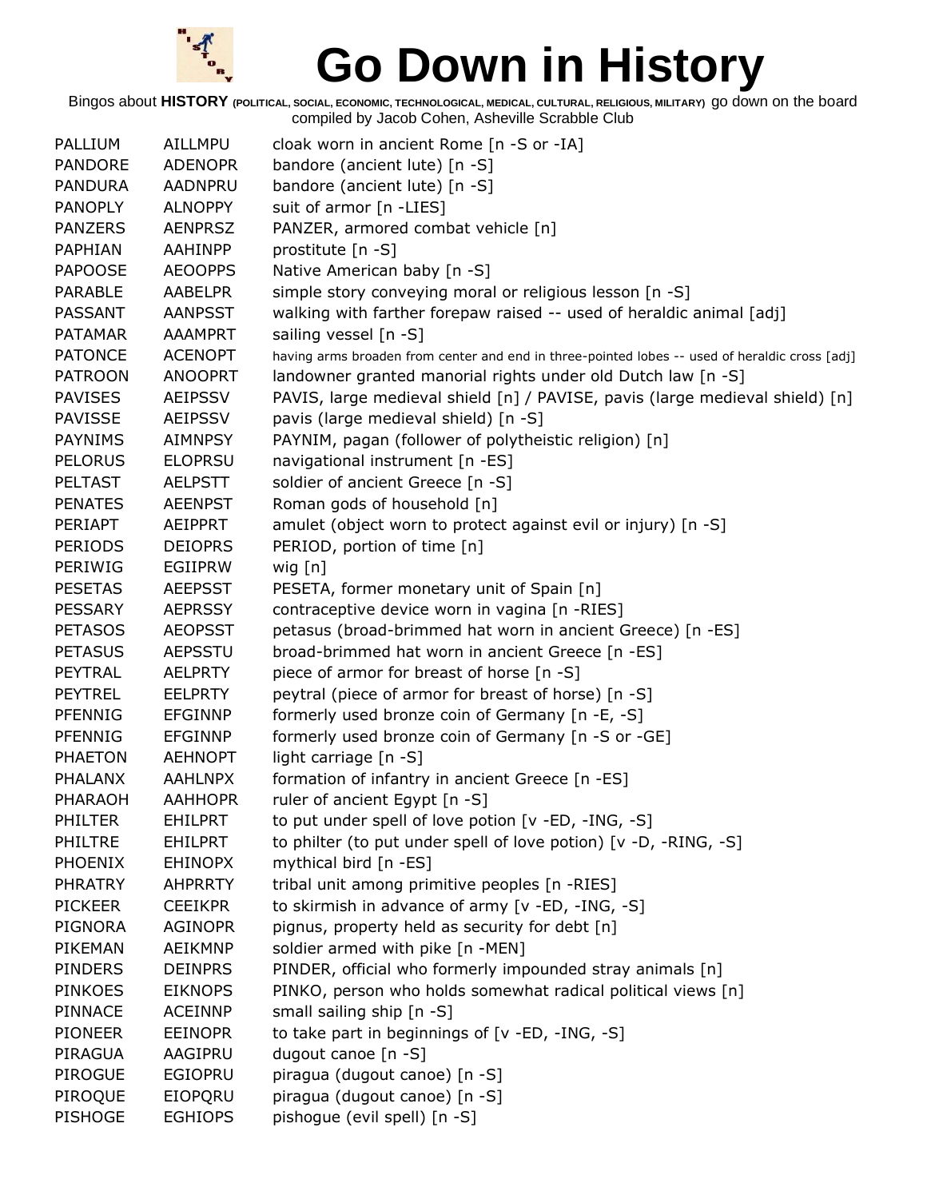# Go Down in History

Bingos about **HISTORY** (POLITICAL, SOCIAL, ECONOMIC, TECHNOLOGICAL, MEDICAL, CULTURAL, RELIGIOUS, MILITARY) go down on the board compiled by Jacob Cohen, Asheville Scrabble Club

| | | |
|---|---|---|
| PALLIUM | AILLMPU | cloak worn in ancient Rome [n -S or -IA] |
| PANDORE | ADENOPR | bandore (ancient lute) [n -S] |
| PANDURA | AADNPRU | bandore (ancient lute) [n -S] |
| PANOPLY | ALNOPPY | suit of armor [n -LIES] |
| PANZERS | AENPRSZ | PANZER, armored combat vehicle [n] |
| PAPHIAN | AAHINPP | prostitute [n -S] |
| PAPOOSE | AEOOPPS | Native American baby [n -S] |
| PARABLE | AABELPR | simple story conveying moral or religious lesson [n -S] |
| PASSANT | AANPSST | walking with farther forepaw raised -- used of heraldic animal [adj] |
| PATAMAR | AAAMPRT | sailing vessel [n -S] |
| PATONCE | ACENOPT | having arms broaden from center and end in three-pointed lobes -- used of heraldic cross [adj] |
| PATROON | ANOOPRT | landowner granted manorial rights under old Dutch law [n -S] |
| PAVISES | AEIPSSV | PAVIS, large medieval shield [n] / PAVISE, pavis (large medieval shield) [n] |
| PAVISSE | AEIPSSV | pavis (large medieval shield) [n -S] |
| PAYNIMS | AIMNPSY | PAYNIM, pagan (follower of polytheistic religion) [n] |
| PELORUS | ELOPRSU | navigational instrument [n -ES] |
| PELTAST | AELPSTT | soldier of ancient Greece [n -S] |
| PENATES | AEENPST | Roman gods of household [n] |
| PERIAPT | AEIPPRT | amulet (object worn to protect against evil or injury) [n -S] |
| PERIODS | DEIOPRS | PERIOD, portion of time [n] |
| PERIWIG | EGIIPRW | wig [n] |
| PESETAS | AEEPSST | PESETA, former monetary unit of Spain [n] |
| PESSARY | AEPRSSY | contraceptive device worn in vagina [n -RIES] |
| PETASOS | AEOPSST | petasus (broad-brimmed hat worn in ancient Greece) [n -ES] |
| PETASUS | AEPSSTU | broad-brimmed hat worn in ancient Greece [n -ES] |
| PEYTRAL | AELPRTY | piece of armor for breast of horse [n -S] |
| PEYTREL | EELPRTY | peytral (piece of armor for breast of horse) [n -S] |
| PFENNIG | EFGINNP | formerly used bronze coin of Germany [n -E, -S] |
| PFENNIG | EFGINNP | formerly used bronze coin of Germany [n -S or -GE] |
| PHAETON | AEHNOPT | light carriage [n -S] |
| PHALANX | AAHLNPX | formation of infantry in ancient Greece [n -ES] |
| PHARAOH | AAHHOPR | ruler of ancient Egypt [n -S] |
| PHILTER | EHILPRT | to put under spell of love potion [v -ED, -ING, -S] |
| PHILTRE | EHILPRT | to philter (to put under spell of love potion) [v -D, -RING, -S] |
| PHOENIX | EHINOPX | mythical bird [n -ES] |
| PHRATRY | AHPRRTY | tribal unit among primitive peoples [n -RIES] |
| PICKEER | CEEIKPR | to skirmish in advance of army [v -ED, -ING, -S] |
| PIGNORA | AGINOPR | pignus, property held as security for debt [n] |
| PIKEMAN | AEIKMNP | soldier armed with pike [n -MEN] |
| PINDERS | DEINPRS | PINDER, official who formerly impounded stray animals [n] |
| PINKOES | EIKNOPS | PINKO, person who holds somewhat radical political views [n] |
| PINNACE | ACEINNP | small sailing ship [n -S] |
| PIONEER | EEINOPR | to take part in beginnings of [v -ED, -ING, -S] |
| PIRAGUA | AAGIPRU | dugout canoe [n -S] |
| PIROGUE | EGIOPRU | piragua (dugout canoe) [n -S] |
| PIROQUE | EIOPQRU | piragua (dugout canoe) [n -S] |
| PISHOGE | EGHIOPS | pishogue (evil spell) [n -S] |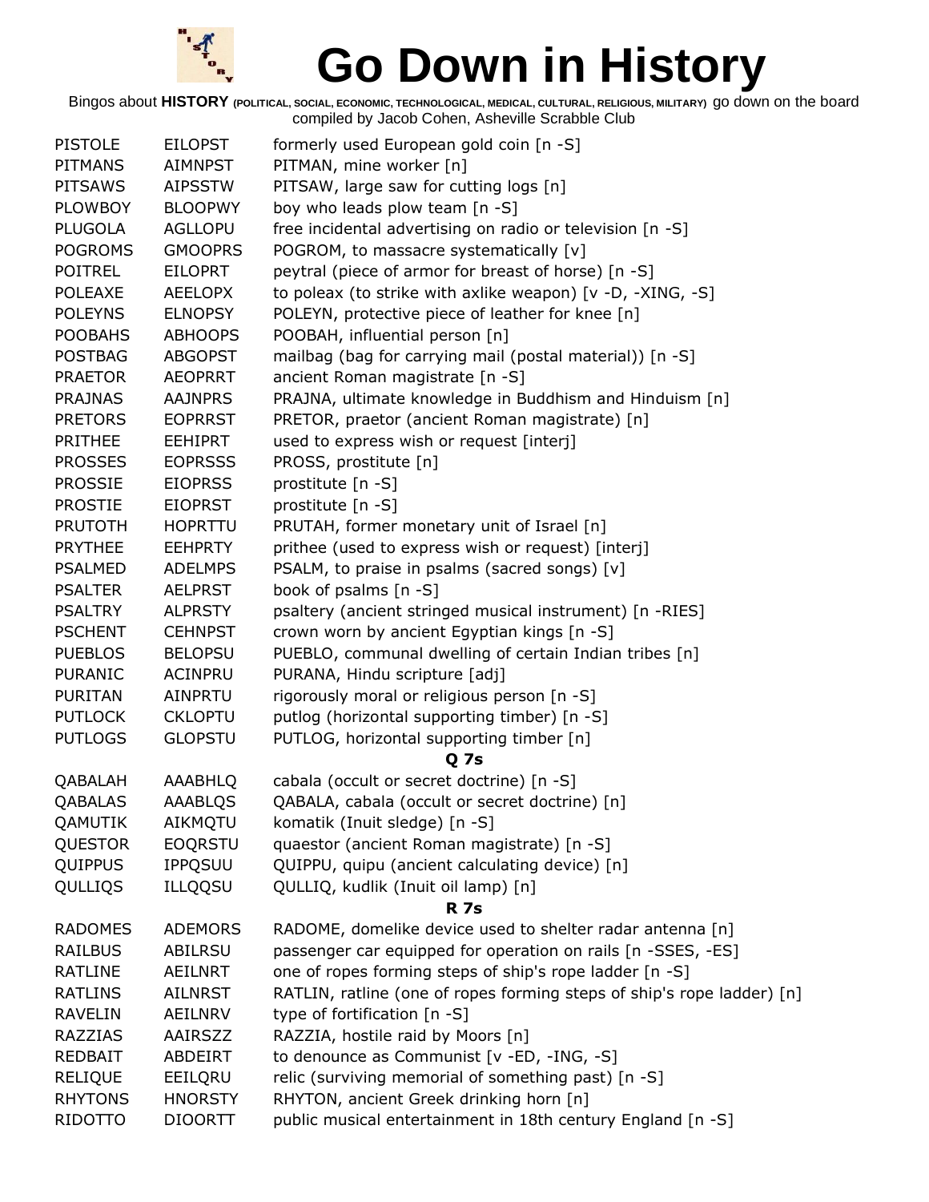# Go Down in History

Bingos about **HISTORY** (POLITICAL, SOCIAL, ECONOMIC, TECHNOLOGICAL, MEDICAL, CULTURAL, RELIGIOUS, MILITARY) go down on the board compiled by Jacob Cohen, Asheville Scrabble Club

| | | |
|---|---|---|
| PISTOLE | EILOPST | formerly used European gold coin [n -S] |
| PITMANS | AIMNPST | PITMAN, mine worker [n] |
| PITSAWS | AIPSSTW | PITSAW, large saw for cutting logs [n] |
| PLOWBOY | BLOOPWY | boy who leads plow team [n -S] |
| PLUGOLA | AGLLOPU | free incidental advertising on radio or television [n -S] |
| POGROMS | GMOOPRS | POGROM, to massacre systematically [v] |
| POITREL | EILOPRT | peytral (piece of armor for breast of horse) [n -S] |
| POLEAXE | AEELOPX | to poleax (to strike with axlike weapon) [v -D, -XING, -S] |
| POLEYNS | ELNOPSY | POLEYN, protective piece of leather for knee [n] |
| POOBAHS | ABHOOPS | POOBAH, influential person [n] |
| POSTBAG | ABGOPST | mailbag (bag for carrying mail (postal material)) [n -S] |
| PRAETOR | AEOPRRT | ancient Roman magistrate [n -S] |
| PRAJNAS | AAJNPRS | PRAJNA, ultimate knowledge in Buddhism and Hinduism [n] |
| PRETORS | EOPRRST | PRETOR, praetor (ancient Roman magistrate) [n] |
| PRITHEE | EEHIPRT | used to express wish or request [interj] |
| PROSSES | EOPRSSS | PROSS, prostitute [n] |
| PROSSIE | EIOPRSS | prostitute [n -S] |
| PROSTIE | EIOPRST | prostitute [n -S] |
| PRUTOTH | HOPRTTU | PRUTAH, former monetary unit of Israel [n] |
| PRYTHEE | EEHPRTY | prithee (used to express wish or request) [interj] |
| PSALMED | ADELMPS | PSALM, to praise in psalms (sacred songs) [v] |
| PSALTER | AELPRST | book of psalms [n -S] |
| PSALTRY | ALPRSTY | psaltery (ancient stringed musical instrument) [n -RIES] |
| PSCHENT | CEHNPST | crown worn by ancient Egyptian kings [n -S] |
| PUEBLOS | BELOPSU | PUEBLO, communal dwelling of certain Indian tribes [n] |
| PURANIC | ACINPRU | PURANA, Hindu scripture [adj] |
| PURITAN | AINPRTU | rigorously moral or religious person [n -S] |
| PUTLOCK | CKLOPTU | putlog (horizontal supporting timber) [n -S] |
| PUTLOGS | GLOPSTU | PUTLOG, horizontal supporting timber [n] |
| | | **Q 7s** |
| QABALAH | AAABHLQ | cabala (occult or secret doctrine) [n -S] |
| QABALAS | AAABLQS | QABALA, cabala (occult or secret doctrine) [n] |
| QAMUTIK | AIKMQTU | komatik (Inuit sledge) [n -S] |
| QUESTOR | EOQRSTU | quaestor (ancient Roman magistrate) [n -S] |
| QUIPPUS | IPPQSUU | QUIPPU, quipu (ancient calculating device) [n] |
| QULLIQS | ILLQQSU | QULLIQ, kudlik (Inuit oil lamp) [n] |
| | | **R 7s** |
| RADOMES | ADEMORS | RADOME, domelike device used to shelter radar antenna [n] |
| RAILBUS | ABILRSU | passenger car equipped for operation on rails [n -SSES, -ES] |
| RATLINE | AEILNRT | one of ropes forming steps of ship's rope ladder [n -S] |
| RATLINS | AILNRST | RATLIN, ratline (one of ropes forming steps of ship's rope ladder) [n] |
| RAVELIN | AEILNRV | type of fortification [n -S] |
| RAZZIAS | AAIRSZZ | RAZZIA, hostile raid by Moors [n] |
| REDBAIT | ABDEIRT | to denounce as Communist [v -ED, -ING, -S] |
| RELIQUE | EEILQRU | relic (surviving memorial of something past) [n -S] |
| RHYTONS | HNORSTY | RHYTON, ancient Greek drinking horn [n] |
| RIDOTTO | DIOORTT | public musical entertainment in 18th century England [n -S] |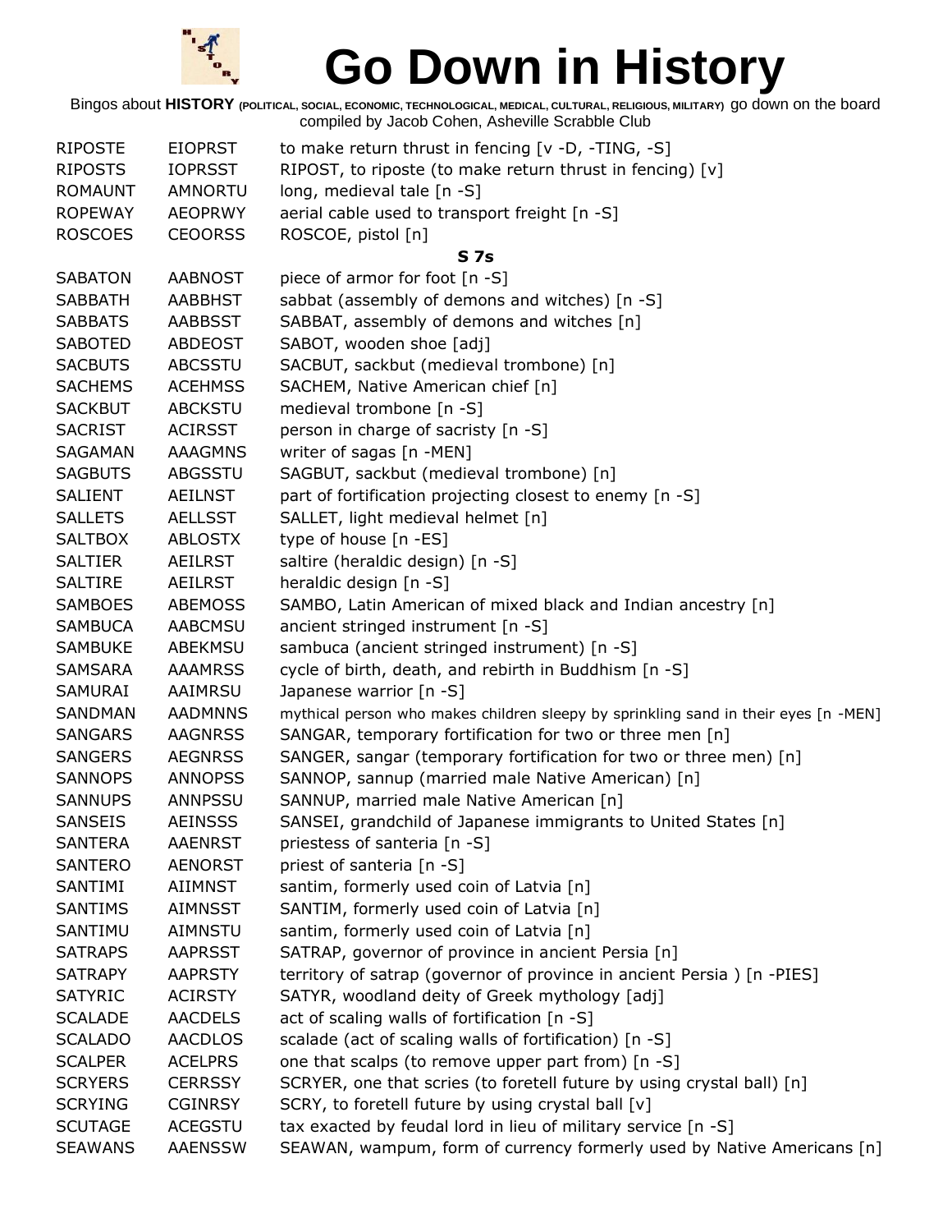# Go Down in History

Bingos about **HISTORY** (POLITICAL, SOCIAL, ECONOMIC, TECHNOLOGICAL, MEDICAL, CULTURAL, RELIGIOUS, MILITARY) go down on the board
compiled by Jacob Cohen, Asheville Scrabble Club

| | | |
|---|---|---|
| RIPOSTE | EIOPRST | to make return thrust in fencing [v -D, -TING, -S] |
| RIPOSTS | IOPRSST | RIPOST, to riposte (to make return thrust in fencing) [v] |
| ROMAUNT | AMNORTU | long, medieval tale [n -S] |
| ROPEWAY | AEOPRWY | aerial cable used to transport freight [n -S] |
| ROSCOES | CEOORSS | ROSCOE, pistol [n] |
| | | **S 7s** |
| SABATON | AABNOST | piece of armor for foot [n -S] |
| SABBATH | AABBHST | sabbat (assembly of demons and witches) [n -S] |
| SABBATS | AABBSST | SABBAT, assembly of demons and witches [n] |
| SABOTED | ABDEOST | SABOT, wooden shoe [adj] |
| SACBUTS | ABCSSTU | SACBUT, sackbut (medieval trombone) [n] |
| SACHEMS | ACEHMSS | SACHEM, Native American chief [n] |
| SACKBUT | ABCKSTU | medieval trombone [n -S] |
| SACRIST | ACIRSST | person in charge of sacristy [n -S] |
| SAGAMAN | AAAGMNS | writer of sagas [n -MEN] |
| SAGBUTS | ABGSSTU | SAGBUT, sackbut (medieval trombone) [n] |
| SALIENT | AEILNST | part of fortification projecting closest to enemy [n -S] |
| SALLETS | AELLSST | SALLET, light medieval helmet [n] |
| SALTBOX | ABLOSTX | type of house [n -ES] |
| SALTIER | AEILRST | saltire (heraldic design) [n -S] |
| SALTIRE | AEILRST | heraldic design [n -S] |
| SAMBOES | ABEMOSS | SAMBO, Latin American of mixed black and Indian ancestry [n] |
| SAMBUCA | AABCMSU | ancient stringed instrument [n -S] |
| SAMBUKE | ABEKMSU | sambuca (ancient stringed instrument) [n -S] |
| SAMSARA | AAAMRSS | cycle of birth, death, and rebirth in Buddhism [n -S] |
| SAMURAI | AAIMRSU | Japanese warrior [n -S] |
| SANDMAN | AADMNNS | mythical person who makes children sleepy by sprinkling sand in their eyes [n -MEN] |
| SANGARS | AAGNRSS | SANGAR, temporary fortification for two or three men [n] |
| SANGERS | AEGNRSS | SANGER, sangar (temporary fortification for two or three men) [n] |
| SANNOPS | ANNOPSS | SANNOP, sannup (married male Native American) [n] |
| SANNUPS | ANNPSSU | SANNUP, married male Native American [n] |
| SANSEIS | AEINSSS | SANSEI, grandchild of Japanese immigrants to United States [n] |
| SANTERA | AAENRST | priestess of santeria [n -S] |
| SANTERO | AENORST | priest of santeria [n -S] |
| SANTIMI | AIIMNST | santim, formerly used coin of Latvia [n] |
| SANTIMS | AIMNSST | SANTIM, formerly used coin of Latvia [n] |
| SANTIMU | AIMNSTU | santim, formerly used coin of Latvia [n] |
| SATRAPS | AAPRSST | SATRAP, governor of province in ancient Persia [n] |
| SATRAPY | AAPRSTY | territory of satrap (governor of province in ancient Persia ) [n -PIES] |
| SATYRIC | ACIRSTY | SATYR, woodland deity of Greek mythology [adj] |
| SCALADE | AACDELS | act of scaling walls of fortification [n -S] |
| SCALADO | AACDLOS | scalade (act of scaling walls of fortification) [n -S] |
| SCALPER | ACELPRS | one that scalps (to remove upper part from) [n -S] |
| SCRYERS | CERRSSY | SCRYER, one that scries (to foretell future by using crystal ball) [n] |
| SCRYING | CGINRSY | SCRY, to foretell future by using crystal ball [v] |
| SCUTAGE | ACEGSTU | tax exacted by feudal lord in lieu of military service [n -S] |
| SEAWANS | AAENSSW | SEAWAN, wampum, form of currency formerly used by Native Americans [n] |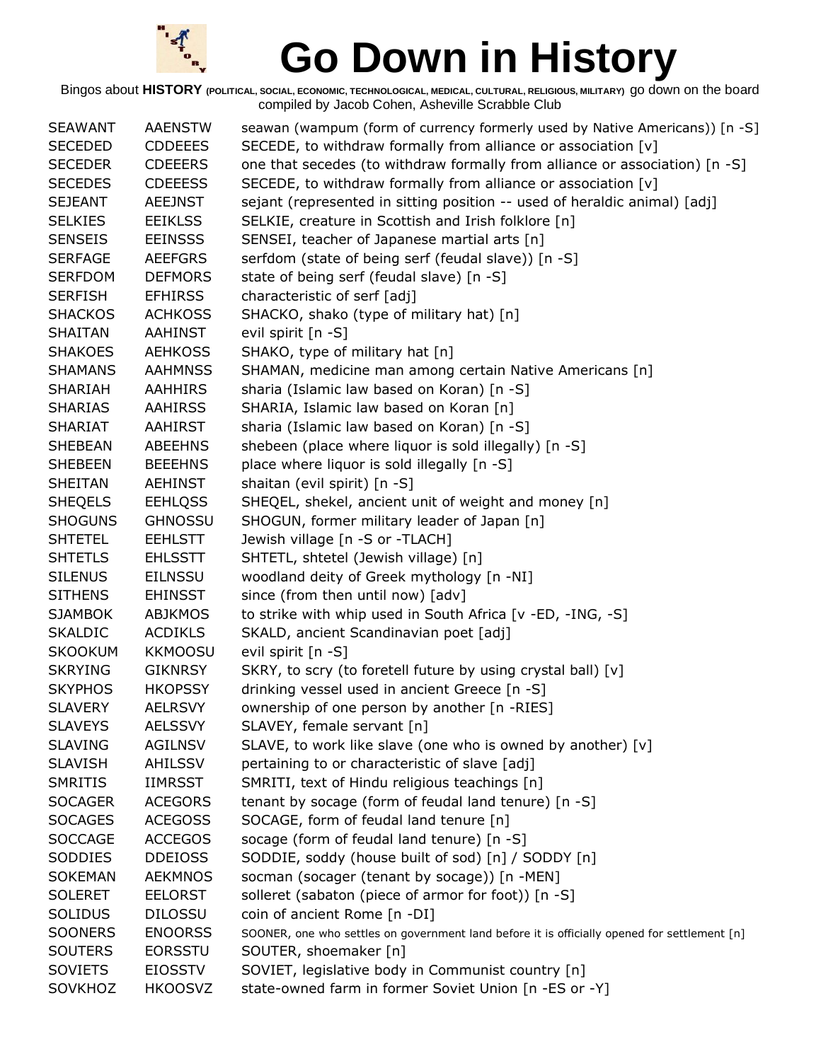# Go Down in History

Bingos about **HISTORY** (POLITICAL, SOCIAL, ECONOMIC, TECHNOLOGICAL, MEDICAL, CULTURAL, RELIGIOUS, MILITARY) go down on the board
compiled by Jacob Cohen, Asheville Scrabble Club

| | | |
|---|---|---|
| SEAWANT | AAENSTW | seawan (wampum (form of currency formerly used by Native Americans)) [n -S] |
| SECEDED | CDDEEES | SECEDE, to withdraw formally from alliance or association [v] |
| SECEDER | CDEEERS | one that secedes (to withdraw formally from alliance or association) [n -S] |
| SECEDES | CDEEESS | SECEDE, to withdraw formally from alliance or association [v] |
| SEJEANT | AEEJNST | sejant (represented in sitting position -- used of heraldic animal) [adj] |
| SELKIES | EEIKLSS | SELKIE, creature in Scottish and Irish folklore [n] |
| SENSEIS | EEINSSS | SENSEI, teacher of Japanese martial arts [n] |
| SERFAGE | AEEFGRS | serfdom (state of being serf (feudal slave)) [n -S] |
| SERFDOM | DEFMORS | state of being serf (feudal slave) [n -S] |
| SERFISH | EFHIRSS | characteristic of serf [adj] |
| SHACKOS | ACHKOSS | SHACKO, shako (type of military hat) [n] |
| SHAITAN | AAHINST | evil spirit [n -S] |
| SHAKOES | AEHKOSS | SHAKO, type of military hat [n] |
| SHAMANS | AAHMNSS | SHAMAN, medicine man among certain Native Americans [n] |
| SHARIAH | AAHHIRS | sharia (Islamic law based on Koran) [n -S] |
| SHARIAS | AAHIRSS | SHARIA, Islamic law based on Koran [n] |
| SHARIAT | AAHIRST | sharia (Islamic law based on Koran) [n -S] |
| SHEBEAN | ABEEHNS | shebeen (place where liquor is sold illegally) [n -S] |
| SHEBEEN | BEEEHNS | place where liquor is sold illegally [n -S] |
| SHEITAN | AEHINST | shaitan (evil spirit) [n -S] |
| SHEQELS | EEHLQSS | SHEQEL, shekel, ancient unit of weight and money [n] |
| SHOGUNS | GHNOSSU | SHOGUN, former military leader of Japan [n] |
| SHTETEL | EEHLSTT | Jewish village [n -S or -TLACH] |
| SHTETLS | EHLSSTT | SHTETL, shtetel (Jewish village) [n] |
| SILENUS | EILNSSU | woodland deity of Greek mythology [n -NI] |
| SITHENS | EHINSST | since (from then until now) [adv] |
| SJAMBOK | ABJKMOS | to strike with whip used in South Africa [v -ED, -ING, -S] |
| SKALDIC | ACDIKLS | SKALD, ancient Scandinavian poet [adj] |
| SKOOKUM | KKMOOSU | evil spirit [n -S] |
| SKRYING | GIKNRSY | SKRY, to scry (to foretell future by using crystal ball) [v] |
| SKYPHOS | HKOPSSY | drinking vessel used in ancient Greece [n -S] |
| SLAVERY | AELRSVY | ownership of one person by another [n -RIES] |
| SLAVEYS | AELSSVY | SLAVEY, female servant [n] |
| SLAVING | AGILNSV | SLAVE, to work like slave (one who is owned by another) [v] |
| SLAVISH | AHILSSV | pertaining to or characteristic of slave [adj] |
| SMRITIS | IIMRSST | SMRITI, text of Hindu religious teachings [n] |
| SOCAGER | ACEGORS | tenant by socage (form of feudal land tenure) [n -S] |
| SOCAGES | ACEGOSS | SOCAGE, form of feudal land tenure [n] |
| SOCCAGE | ACCEGOS | socage (form of feudal land tenure) [n -S] |
| SODDIES | DDEIOSS | SODDIE, soddy (house built of sod) [n] / SODDY [n] |
| SOKEMAN | AEKMNOS | socman (socager (tenant by socage)) [n -MEN] |
| SOLERET | EELORST | solleret (sabaton (piece of armor for foot)) [n -S] |
| SOLIDUS | DILOSSU | coin of ancient Rome [n -DI] |
| SOONERS | ENOORSS | SOONER, one who settles on government land before it is officially opened for settlement [n] |
| SOUTERS | EORSSTU | SOUTER, shoemaker [n] |
| SOVIETS | EIOSSTV | SOVIET, legislative body in Communist country [n] |
| SOVKHOZ | HKOOSVZ | state-owned farm in former Soviet Union [n -ES or -Y] |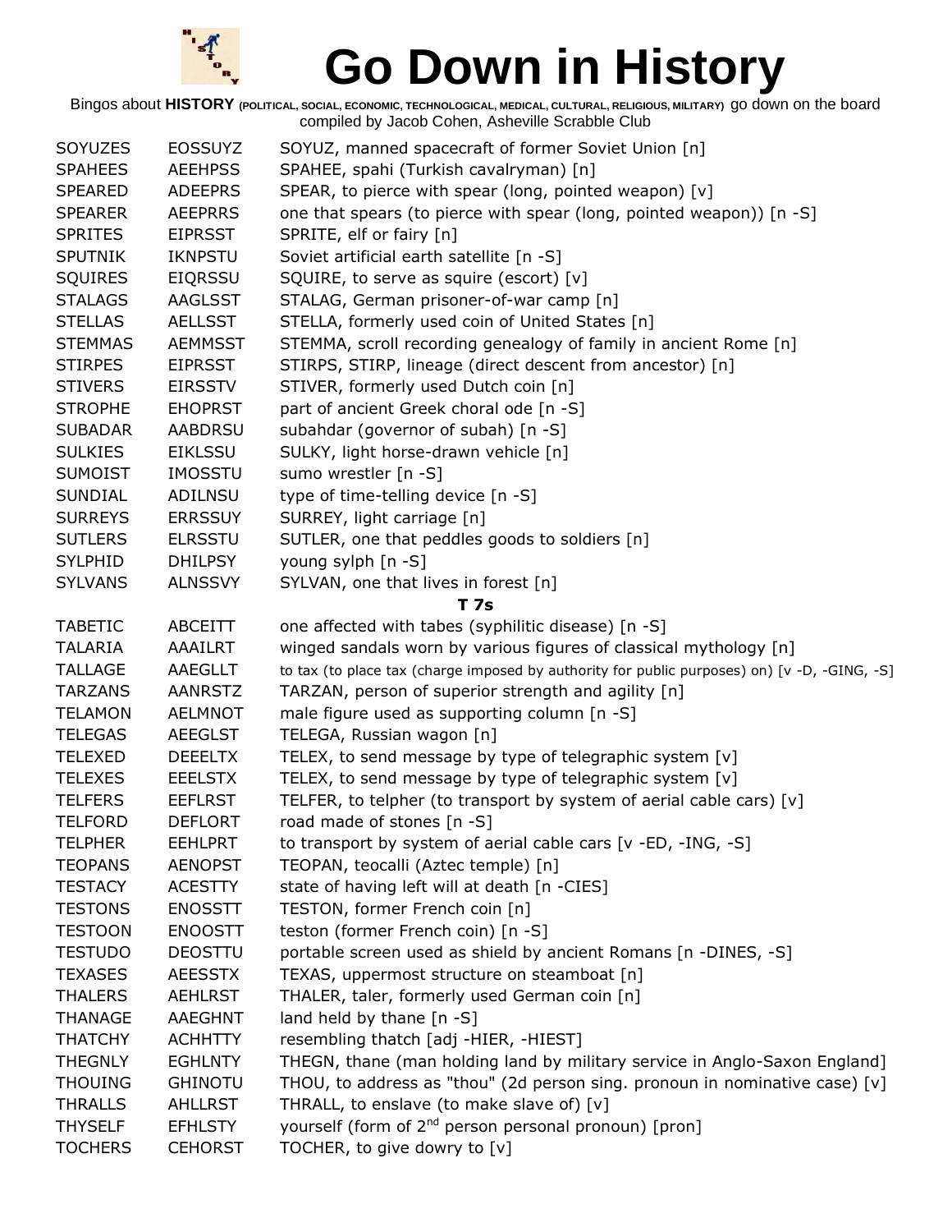# Go Down in History

Bingos about **HISTORY** (POLITICAL, SOCIAL, ECONOMIC, TECHNOLOGICAL, MEDICAL, CULTURAL, RELIGIOUS, MILITARY) go down on the board
compiled by Jacob Cohen, Asheville Scrabble Club

| | | |
|---|---|---|
| SOYUZES | EOSSUYZ | SOYUZ, manned spacecraft of former Soviet Union [n] |
| SPAHEES | AEEHPSS | SPAHEE, spahi (Turkish cavalryman) [n] |
| SPEARED | ADEEPRS | SPEAR, to pierce with spear (long, pointed weapon) [v] |
| SPEARER | AEEPRRS | one that spears (to pierce with spear (long, pointed weapon)) [n -S] |
| SPRITES | EIPRSST | SPRITE, elf or fairy [n] |
| SPUTNIK | IKNPSTU | Soviet artificial earth satellite [n -S] |
| SQUIRES | EIQRSSU | SQUIRE, to serve as squire (escort) [v] |
| STALAGS | AAGLSST | STALAG, German prisoner-of-war camp [n] |
| STELLAS | AELLSST | STELLA, formerly used coin of United States [n] |
| STEMMAS | AEMMSST | STEMMA, scroll recording genealogy of family in ancient Rome [n] |
| STIRPES | EIPRSST | STIRPS, STIRP, lineage (direct descent from ancestor) [n] |
| STIVERS | EIRSSTV | STIVER, formerly used Dutch coin [n] |
| STROPHE | EHOPRST | part of ancient Greek choral ode [n -S] |
| SUBADAR | AABDRSU | subahdar (governor of subah) [n -S] |
| SULKIES | EIKLSSU | SULKY, light horse-drawn vehicle [n] |
| SUMOIST | IMOSSTU | sumo wrestler [n -S] |
| SUNDIAL | ADILNSU | type of time-telling device [n -S] |
| SURREYS | ERRSSUY | SURREY, light carriage [n] |
| SUTLERS | ELRSSTU | SUTLER, one that peddles goods to soldiers [n] |
| SYLPHID | DHILPSY | young sylph [n -S] |
| SYLVANS | ALNSSVY | SYLVAN, one that lives in forest [n] |
| | | **T 7s** |
| TABETIC | ABCEITT | one affected with tabes (syphilitic disease) [n -S] |
| TALARIA | AAAILRT | winged sandals worn by various figures of classical mythology [n] |
| TALLAGE | AAEGLLT | to tax (to place tax (charge imposed by authority for public purposes) on) [v -D, -GING, -S] |
| TARZANS | AANRSTZ | TARZAN, person of superior strength and agility [n] |
| TELAMON | AELMNOT | male figure used as supporting column [n -S] |
| TELEGAS | AEEGLST | TELEGA, Russian wagon [n] |
| TELEXED | DEEELTX | TELEX, to send message by type of telegraphic system [v] |
| TELEXES | EEELSTX | TELEX, to send message by type of telegraphic system [v] |
| TELFERS | EEFLRST | TELFER, to telpher (to transport by system of aerial cable cars) [v] |
| TELFORD | DEFLORT | road made of stones [n -S] |
| TELPHER | EEHLPRT | to transport by system of aerial cable cars [v -ED, -ING, -S] |
| TEOPANS | AENOPST | TEOPAN, teocalli (Aztec temple) [n] |
| TESTACY | ACESTTY | state of having left will at death [n -CIES] |
| TESTONS | ENOSSTT | TESTON, former French coin [n] |
| TESTOON | ENOOSTT | teston (former French coin) [n -S] |
| TESTUDO | DEOSTTU | portable screen used as shield by ancient Romans [n -DINES, -S] |
| TEXASES | AEESSTX | TEXAS, uppermost structure on steamboat [n] |
| THALERS | AEHLRST | THALER, taler, formerly used German coin [n] |
| THANAGE | AAEGHNT | land held by thane [n -S] |
| THATCHY | ACHHTTY | resembling thatch [adj -HIER, -HIEST] |
| THEGNLY | EGHLNTY | THEGN, thane (man holding land by military service in Anglo-Saxon England] |
| THOUING | GHINOTU | THOU, to address as "thou" (2d person sing. pronoun in nominative case) [v] |
| THRALLS | AHLLRST | THRALL, to enslave (to make slave of) [v] |
| THYSELF | EFHLSTY | yourself (form of 2nd person personal pronoun) [pron] |
| TOCHERS | CEHORST | TOCHER, to give dowry to [v] |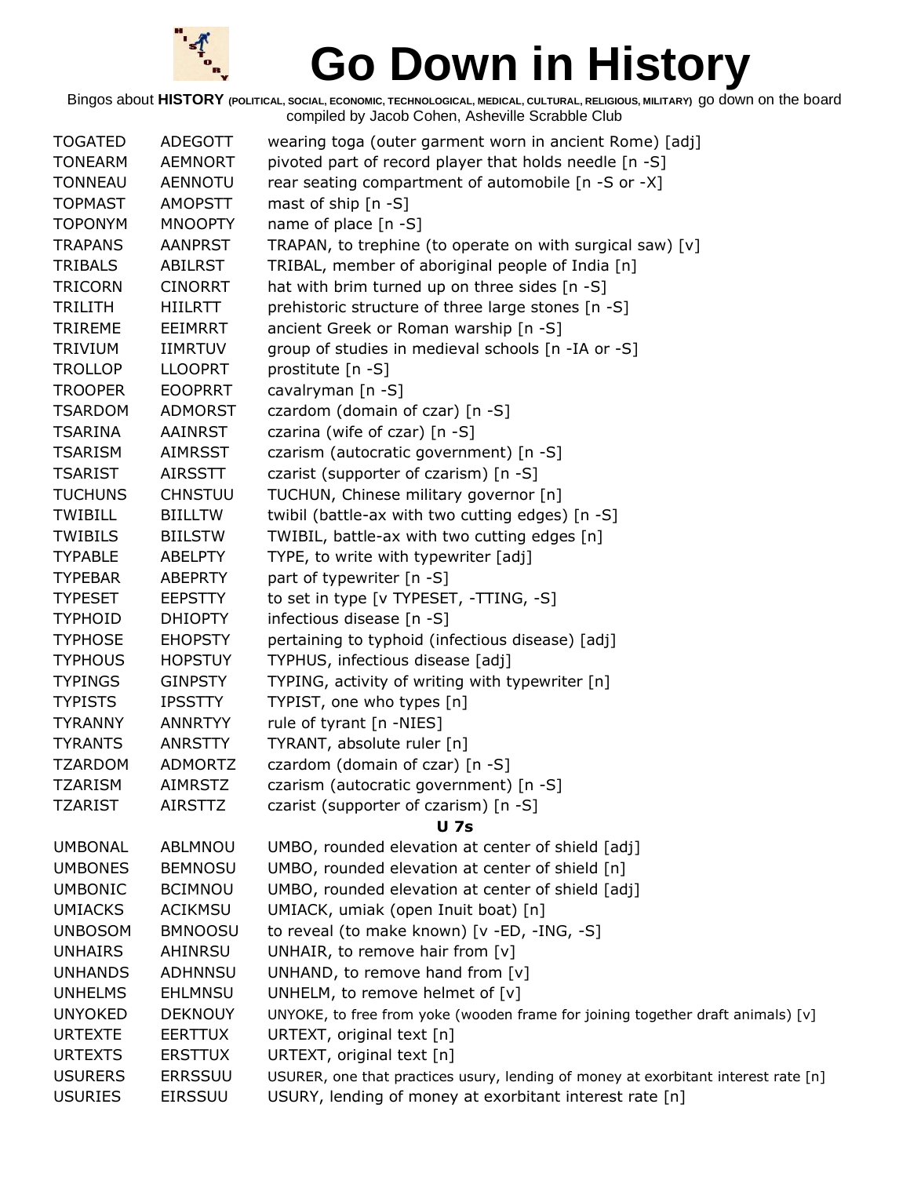# Go Down in History

Bingos about **HISTORY** (POLITICAL, SOCIAL, ECONOMIC, TECHNOLOGICAL, MEDICAL, CULTURAL, RELIGIOUS, MILITARY) go down on the board
compiled by Jacob Cohen, Asheville Scrabble Club

| | | |
|---|---|---|
| TOGATED | ADEGOTT | wearing toga (outer garment worn in ancient Rome) [adj] |
| TONEARM | AEMNORT | pivoted part of record player that holds needle [n -S] |
| TONNEAU | AENNOTU | rear seating compartment of automobile [n -S or -X] |
| TOPMAST | AMOPSTT | mast of ship [n -S] |
| TOPONYM | MNOOPTY | name of place [n -S] |
| TRAPANS | AANPRST | TRAPAN, to trephine (to operate on with surgical saw) [v] |
| TRIBALS | ABILRST | TRIBAL, member of aboriginal people of India [n] |
| TRICORN | CINORRT | hat with brim turned up on three sides [n -S] |
| TRILITH | HIILRTT | prehistoric structure of three large stones [n -S] |
| TRIREME | EEIMRRT | ancient Greek or Roman warship [n -S] |
| TRIVIUM | IIMRTUV | group of studies in medieval schools [n -IA or -S] |
| TROLLOP | LLOOPRT | prostitute [n -S] |
| TROOPER | EOOPRRT | cavalryman [n -S] |
| TSARDOM | ADMORST | czardom (domain of czar) [n -S] |
| TSARINA | AAINRST | czarina (wife of czar) [n -S] |
| TSARISM | AIMRSST | czarism (autocratic government) [n -S] |
| TSARIST | AIRSSTT | czarist (supporter of czarism) [n -S] |
| TUCHUNS | CHNSTUU | TUCHUN, Chinese military governor [n] |
| TWIBILL | BIILLTW | twibil (battle-ax with two cutting edges) [n -S] |
| TWIBILS | BIILSTW | TWIBIL, battle-ax with two cutting edges [n] |
| TYPABLE | ABELPTY | TYPE, to write with typewriter [adj] |
| TYPEBAR | ABEPRTY | part of typewriter [n -S] |
| TYPESET | EEPSTTY | to set in type [v TYPESET, -TTING, -S] |
| TYPHOID | DHIOPTY | infectious disease [n -S] |
| TYPHOSE | EHOPSTY | pertaining to typhoid (infectious disease) [adj] |
| TYPHOUS | HOPSTUY | TYPHUS, infectious disease [adj] |
| TYPINGS | GINPSTY | TYPING, activity of writing with typewriter [n] |
| TYPISTS | IPSSTTY | TYPIST, one who types [n] |
| TYRANNY | ANNRTYY | rule of tyrant [n -NIES] |
| TYRANTS | ANRSTTY | TYRANT, absolute ruler [n] |
| TZARDOM | ADMORTZ | czardom (domain of czar) [n -S] |
| TZARISM | AIMRSTZ | czarism (autocratic government) [n -S] |
| TZARIST | AIRSTTZ | czarist (supporter of czarism) [n -S] |

**U 7s**

| | | |
|---|---|---|
| UMBONAL | ABLMNOU | UMBO, rounded elevation at center of shield [adj] |
| UMBONES | BEMNOSU | UMBO, rounded elevation at center of shield [n] |
| UMBONIC | BCIMNOU | UMBO, rounded elevation at center of shield [adj] |
| UMIACKS | ACIKMSU | UMIACK, umiak (open Inuit boat) [n] |
| UNBOSOM | BMNOOSU | to reveal (to make known) [v -ED, -ING, -S] |
| UNHAIRS | AHINRSU | UNHAIR, to remove hair from [v] |
| UNHANDS | ADHNNSU | UNHAND, to remove hand from [v] |
| UNHELMS | EHLMNSU | UNHELM, to remove helmet of [v] |
| UNYOKED | DEKNOUY | UNYOKE, to free from yoke (wooden frame for joining together draft animals) [v] |
| URTEXTE | EERTTUX | URTEXT, original text [n] |
| URTEXTS | ERSTTUX | URTEXT, original text [n] |
| USURERS | ERRSSUU | USURER, one that practices usury, lending of money at exorbitant interest rate [n] |
| USURIES | EIRSSUU | USURY, lending of money at exorbitant interest rate [n] |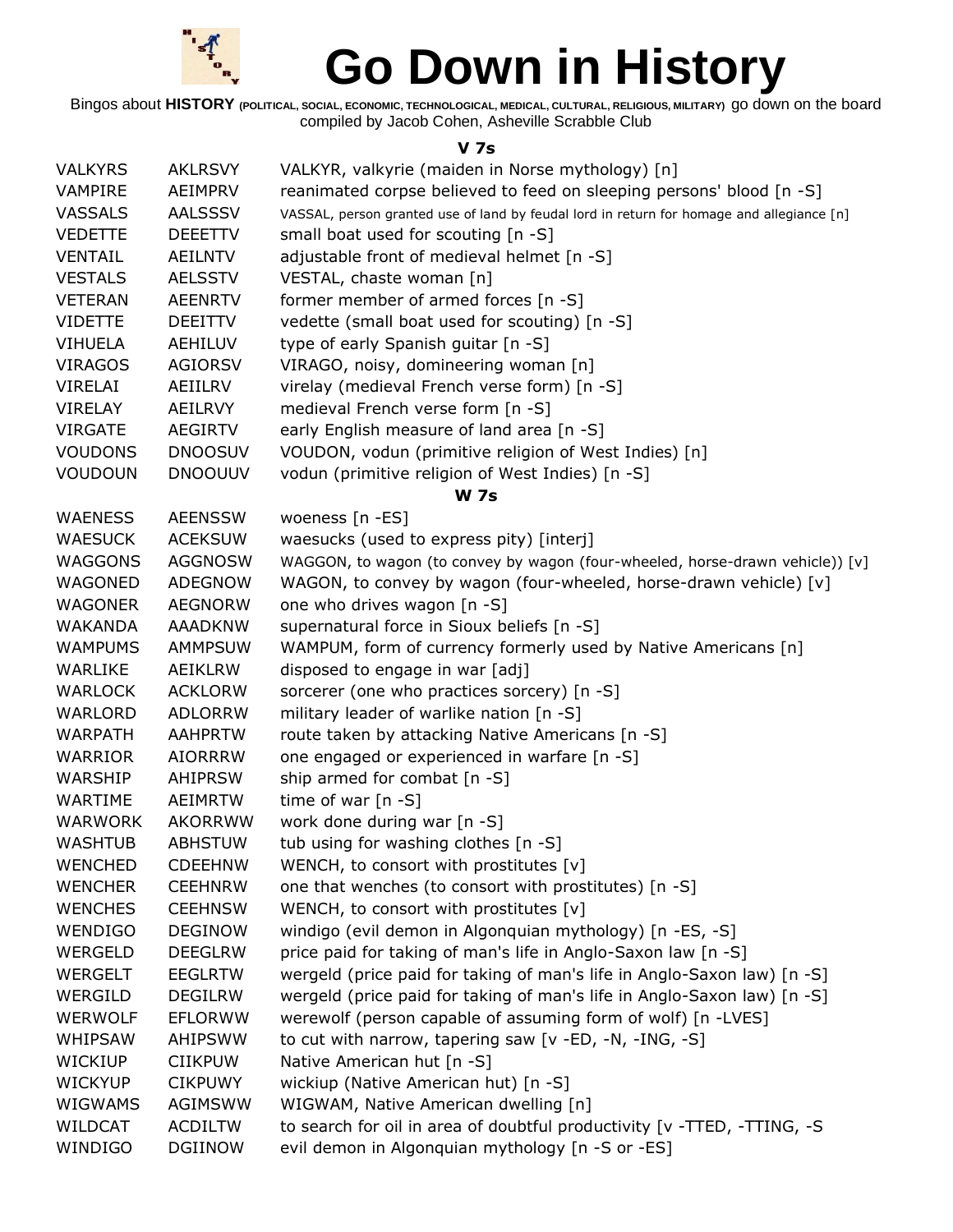# Go Down in History

Bingos about **HISTORY** (POLITICAL, SOCIAL, ECONOMIC, TECHNOLOGICAL, MEDICAL, CULTURAL, RELIGIOUS, MILITARY) go down on the board compiled by Jacob Cohen, Asheville Scrabble Club

### V 7s

| | | |
|---|---|---|
| VALKYRS | AKLRSVY | VALKYR, valkyrie (maiden in Norse mythology) [n] |
| VAMPIRE | AEIMPRV | reanimated corpse believed to feed on sleeping persons' blood [n -S] |
| VASSALS | AALSSSV | VASSAL, person granted use of land by feudal lord in return for homage and allegiance [n] |
| VEDETTE | DEEETTV | small boat used for scouting [n -S] |
| VENTAIL | AEILNTV | adjustable front of medieval helmet [n -S] |
| VESTALS | AELSSTV | VESTAL, chaste woman [n] |
| VETERAN | AEENRTV | former member of armed forces [n -S] |
| VIDETTE | DEEITTV | vedette (small boat used for scouting) [n -S] |
| VIHUELA | AEHILUV | type of early Spanish guitar [n -S] |
| VIRAGOS | AGIORSV | VIRAGO, noisy, domineering woman [n] |
| VIRELAI | AEIILRV | virelay (medieval French verse form) [n -S] |
| VIRELAY | AEILRVY | medieval French verse form [n -S] |
| VIRGATE | AEGIRTV | early English measure of land area [n -S] |
| VOUDONS | DNOOSUV | VOUDON, vodun (primitive religion of West Indies) [n] |
| VOUDOUN | DNOOUUV | vodun (primitive religion of West Indies) [n -S] |

### W 7s

| | | |
|---|---|---|
| WAENESS | AEENSSW | woeness [n -ES] |
| WAESUCK | ACEKSUW | waesucks (used to express pity) [interj] |
| WAGGONS | AGGNOSW | WAGGON, to wagon (to convey by wagon (four-wheeled, horse-drawn vehicle)) [v] |
| WAGONED | ADEGNOW | WAGON, to convey by wagon (four-wheeled, horse-drawn vehicle) [v] |
| WAGONER | AEGNORW | one who drives wagon [n -S] |
| WAKANDA | AAADKNW | supernatural force in Sioux beliefs [n -S] |
| WAMPUMS | AMMPSUW | WAMPUM, form of currency formerly used by Native Americans [n] |
| WARLIKE | AEIKLRW | disposed to engage in war [adj] |
| WARLOCK | ACKLORW | sorcerer (one who practices sorcery) [n -S] |
| WARLORD | ADLORRW | military leader of warlike nation [n -S] |
| WARPATH | AAHPRTW | route taken by attacking Native Americans [n -S] |
| WARRIOR | AIORRRW | one engaged or experienced in warfare [n -S] |
| WARSHIP | AHIPRSW | ship armed for combat [n -S] |
| WARTIME | AEIMRTW | time of war [n -S] |
| WARWORK | AKORRWW | work done during war [n -S] |
| WASHTUB | ABHSTUW | tub using for washing clothes [n -S] |
| WENCHED | CDEEHNW | WENCH, to consort with prostitutes [v] |
| WENCHER | CEEHNRW | one that wenches (to consort with prostitutes) [n -S] |
| WENCHES | CEEHNSW | WENCH, to consort with prostitutes [v] |
| WENDIGO | DEGINOW | windigo (evil demon in Algonquian mythology) [n -ES, -S] |
| WERGELD | DEEGLRW | price paid for taking of man's life in Anglo-Saxon law [n -S] |
| WERGELT | EEGLRTW | wergeld (price paid for taking of man's life in Anglo-Saxon law) [n -S] |
| WERGILD | DEGILRW | wergeld (price paid for taking of man's life in Anglo-Saxon law) [n -S] |
| WERWOLF | EFLORWW | werewolf (person capable of assuming form of wolf) [n -LVES] |
| WHIPSAW | AHIPSWW | to cut with narrow, tapering saw [v -ED, -N, -ING, -S] |
| WICKIUP | CIIKPUW | Native American hut [n -S] |
| WICKYUP | CIKPUWY | wickiup (Native American hut) [n -S] |
| WIGWAMS | AGIMSWW | WIGWAM, Native American dwelling [n] |
| WILDCAT | ACDILTW | to search for oil in area of doubtful productivity [v -TTED, -TTING, -S |
| WINDIGO | DGIINOW | evil demon in Algonquian mythology [n -S or -ES] |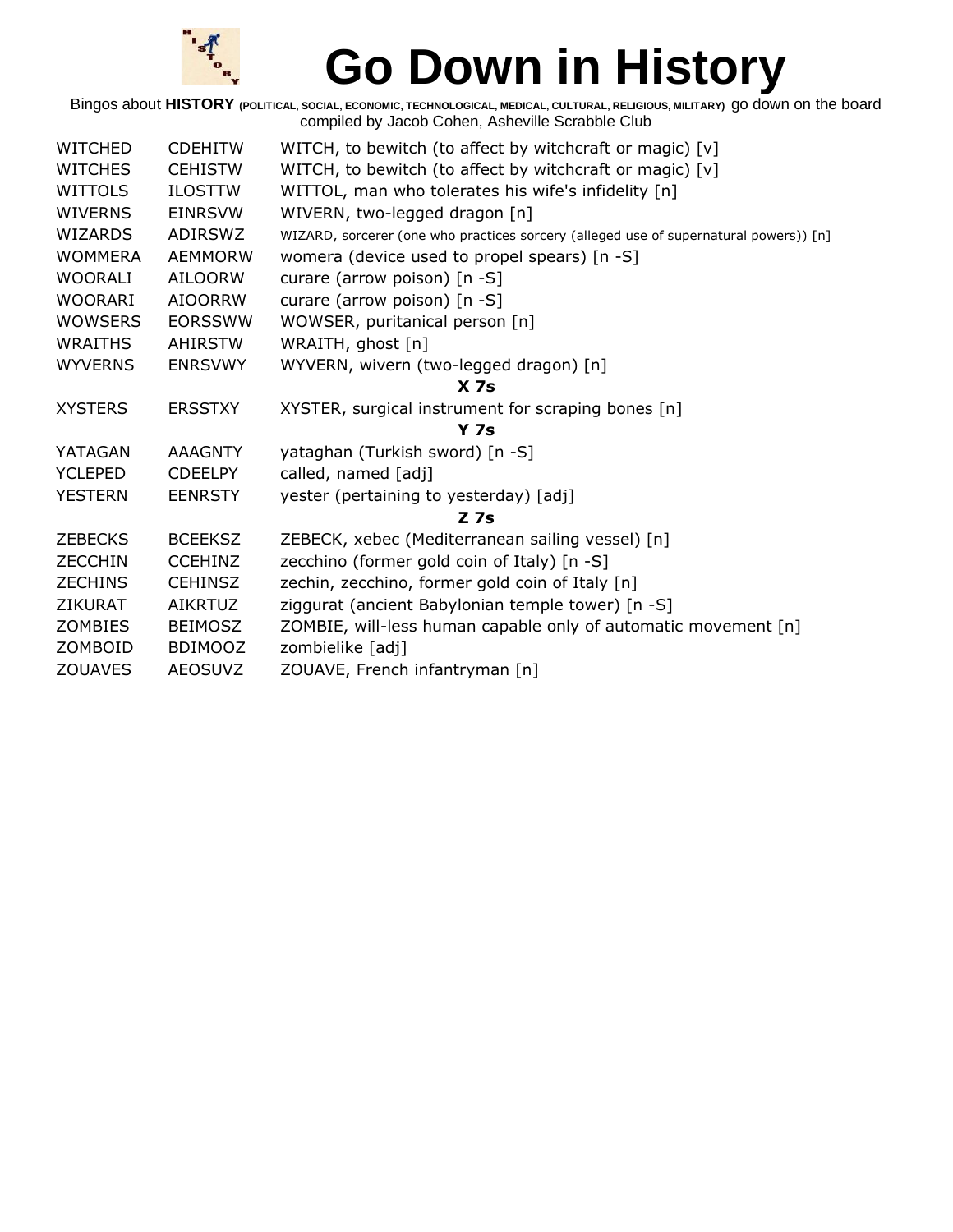# Go Down in History

Bingos about **HISTORY** (POLITICAL, SOCIAL, ECONOMIC, TECHNOLOGICAL, MEDICAL, CULTURAL, RELIGIOUS, MILITARY) go down on the board
compiled by Jacob Cohen, Asheville Scrabble Club

| | | |
|---|---|---|
| WITCHED | CDEHITW | WITCH, to bewitch (to affect by witchcraft or magic) [v] |
| WITCHES | CEHISTW | WITCH, to bewitch (to affect by witchcraft or magic) [v] |
| WITTOLS | ILOSTTW | WITTOL, man who tolerates his wife's infidelity [n] |
| WIVERNS | EINRSVW | WIVERN, two-legged dragon [n] |
| WIZARDS | ADIRSWZ | WIZARD, sorcerer (one who practices sorcery (alleged use of supernatural powers)) [n] |
| WOMMERA | AEMMORW | womera (device used to propel spears) [n -S] |
| WOORALI | AILOORW | curare (arrow poison) [n -S] |
| WOORARI | AIOORRW | curare (arrow poison) [n -S] |
| WOWSERS | EORSSWW | WOWSER, puritanical person [n] |
| WRAITHS | AHIRSTW | WRAITH, ghost [n] |
| WYVERNS | ENRSVWY | WYVERN, wivern (two-legged dragon) [n] |
| | | **X 7s** |
| XYSTERS | ERSSTXY | XYSTER, surgical instrument for scraping bones [n] |
| | | **Y 7s** |
| YATAGAN | AAAGNTY | yataghan (Turkish sword) [n -S] |
| YCLEPED | CDEELPY | called, named [adj] |
| YESTERN | EENRSTY | yester (pertaining to yesterday) [adj] |
| | | **Z 7s** |
| ZEBECKS | BCEEKSZ | ZEBECK, xebec (Mediterranean sailing vessel) [n] |
| ZECCHIN | CCEHINZ | zecchino (former gold coin of Italy) [n -S] |
| ZECHINS | CEHINSZ | zechin, zecchino, former gold coin of Italy [n] |
| ZIKURAT | AIKRTUZ | ziggurat (ancient Babylonian temple tower) [n -S] |
| ZOMBIES | BEIMOSZ | ZOMBIE, will-less human capable only of automatic movement [n] |
| ZOMBOID | BDIMOOZ | zombielike [adj] |
| ZOUAVES | AEOSUVZ | ZOUAVE, French infantryman [n] |